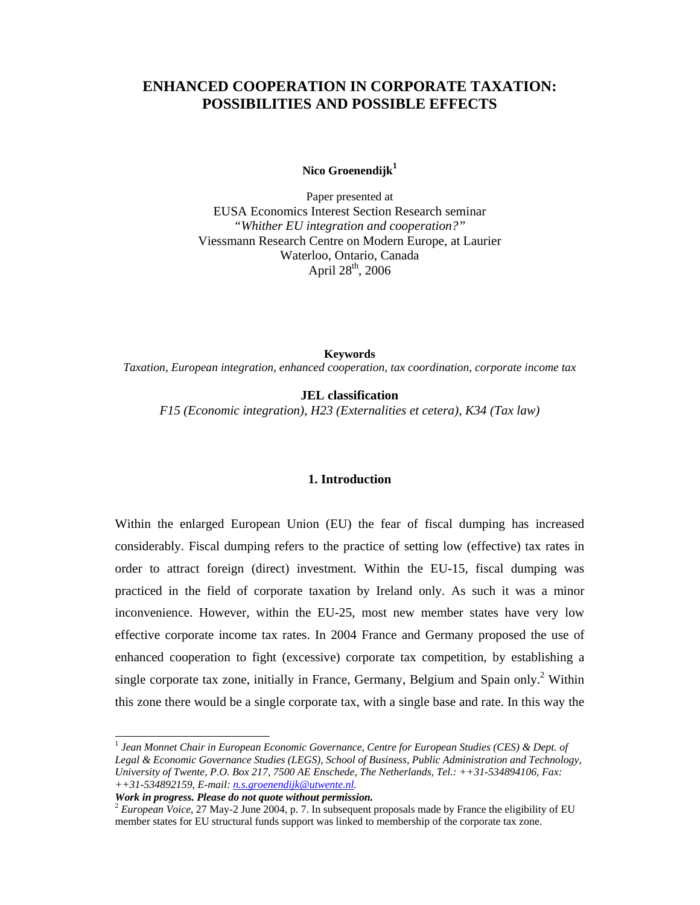# ENHANCED COOPERATION IN CORPORATE TAXATION: POSSIBILITIES AND POSSIBLE EFFECTS

**Nico Groenendijk**[1]

Paper presented at
EUSA Economics Interest Section Research seminar
*"Whither EU integration and cooperation?"*
Viessmann Research Centre on Modern Europe, at Laurier
Waterloo, Ontario, Canada
April 28th, 2006

**Keywords**

*Taxation, European integration, enhanced cooperation, tax coordination, corporate income tax*

**JEL classification**

*F15 (Economic integration), H23 (Externalities et cetera), K34 (Tax law)*

## 1. Introduction

Within the enlarged European Union (EU) the fear of fiscal dumping has increased considerably. Fiscal dumping refers to the practice of setting low (effective) tax rates in order to attract foreign (direct) investment. Within the EU-15, fiscal dumping was practiced in the field of corporate taxation by Ireland only. As such it was a minor inconvenience. However, within the EU-25, most new member states have very low effective corporate income tax rates. In 2004 France and Germany proposed the use of enhanced cooperation to fight (excessive) corporate tax competition, by establishing a single corporate tax zone, initially in France, Germany, Belgium and Spain only.[2] Within this zone there would be a single corporate tax, with a single base and rate. In this way the

---

[1] *Jean Monnet Chair in European Economic Governance, Centre for European Studies (CES) & Dept. of Legal & Economic Governance Studies (LEGS), School of Business, Public Administration and Technology, University of Twente, P.O. Box 217, 7500 AE Enschede, The Netherlands, Tel.: ++31-534894106, Fax: ++31-534892159, E-mail: n.s.groenendijk@utwente.nl.*

***Work in progress. Please do not quote without permission.***

[2] *European Voice*, 27 May-2 June 2004, p. 7. In subsequent proposals made by France the eligibility of EU member states for EU structural funds support was linked to membership of the corporate tax zone.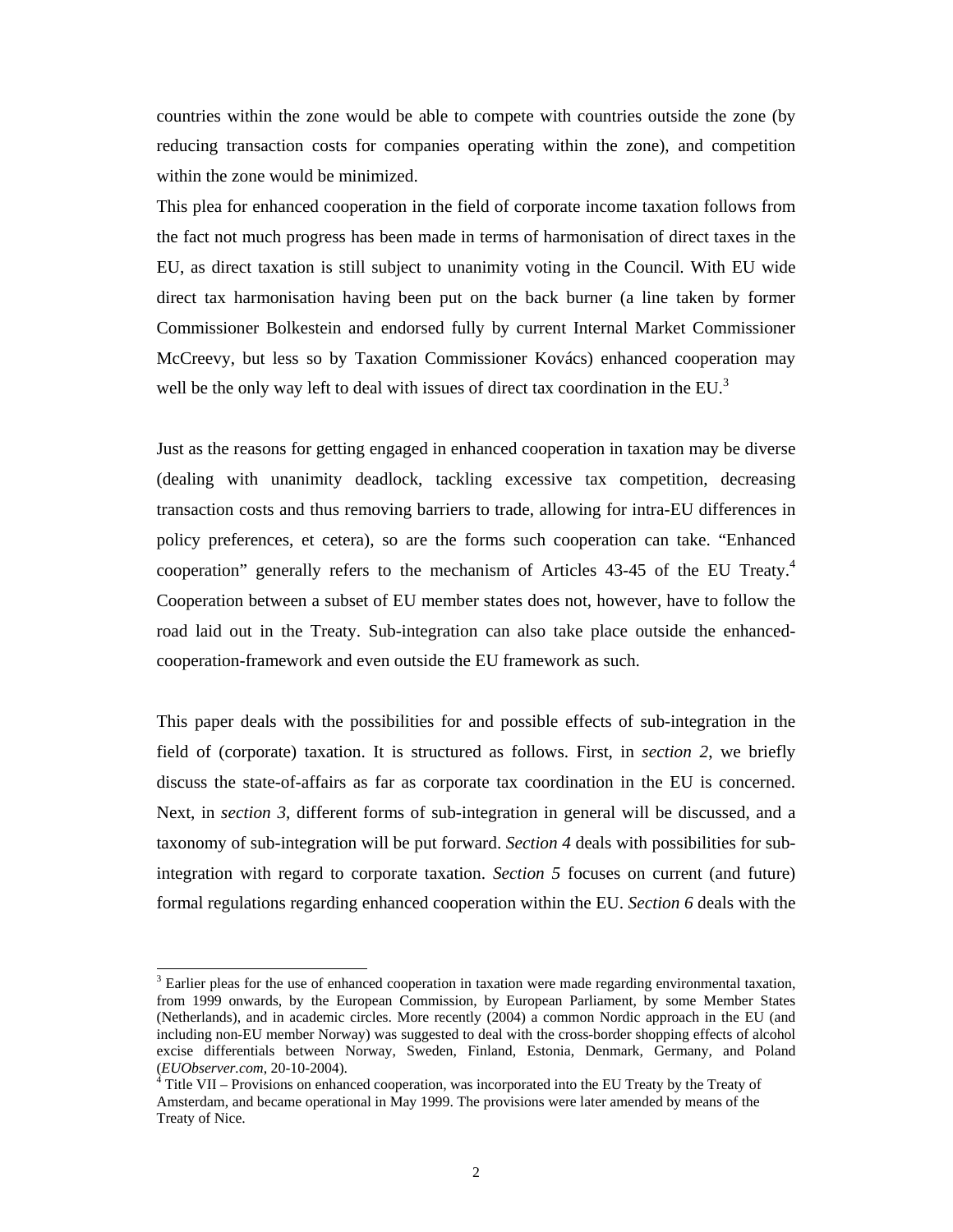countries within the zone would be able to compete with countries outside the zone (by reducing transaction costs for companies operating within the zone), and competition within the zone would be minimized.

This plea for enhanced cooperation in the field of corporate income taxation follows from the fact not much progress has been made in terms of harmonisation of direct taxes in the EU, as direct taxation is still subject to unanimity voting in the Council. With EU wide direct tax harmonisation having been put on the back burner (a line taken by former Commissioner Bolkestein and endorsed fully by current Internal Market Commissioner McCreevy, but less so by Taxation Commissioner Kovács) enhanced cooperation may well be the only way left to deal with issues of direct tax coordination in the EU.[3]

Just as the reasons for getting engaged in enhanced cooperation in taxation may be diverse (dealing with unanimity deadlock, tackling excessive tax competition, decreasing transaction costs and thus removing barriers to trade, allowing for intra-EU differences in policy preferences, et cetera), so are the forms such cooperation can take. "Enhanced cooperation" generally refers to the mechanism of Articles 43-45 of the EU Treaty.[4] Cooperation between a subset of EU member states does not, however, have to follow the road laid out in the Treaty. Sub-integration can also take place outside the enhanced-cooperation-framework and even outside the EU framework as such.

This paper deals with the possibilities for and possible effects of sub-integration in the field of (corporate) taxation. It is structured as follows. First, in *section 2*, we briefly discuss the state-of-affairs as far as corporate tax coordination in the EU is concerned. Next, in *section 3*, different forms of sub-integration in general will be discussed, and a taxonomy of sub-integration will be put forward. *Section 4* deals with possibilities for sub-integration with regard to corporate taxation. *Section 5* focuses on current (and future) formal regulations regarding enhanced cooperation within the EU. *Section 6* deals with the

[3] Earlier pleas for the use of enhanced cooperation in taxation were made regarding environmental taxation, from 1999 onwards, by the European Commission, by European Parliament, by some Member States (Netherlands), and in academic circles. More recently (2004) a common Nordic approach in the EU (and including non-EU member Norway) was suggested to deal with the cross-border shopping effects of alcohol excise differentials between Norway, Sweden, Finland, Estonia, Denmark, Germany, and Poland (*EUObserver.com*, 20-10-2004).

[4] Title VII – Provisions on enhanced cooperation, was incorporated into the EU Treaty by the Treaty of Amsterdam, and became operational in May 1999. The provisions were later amended by means of the Treaty of Nice.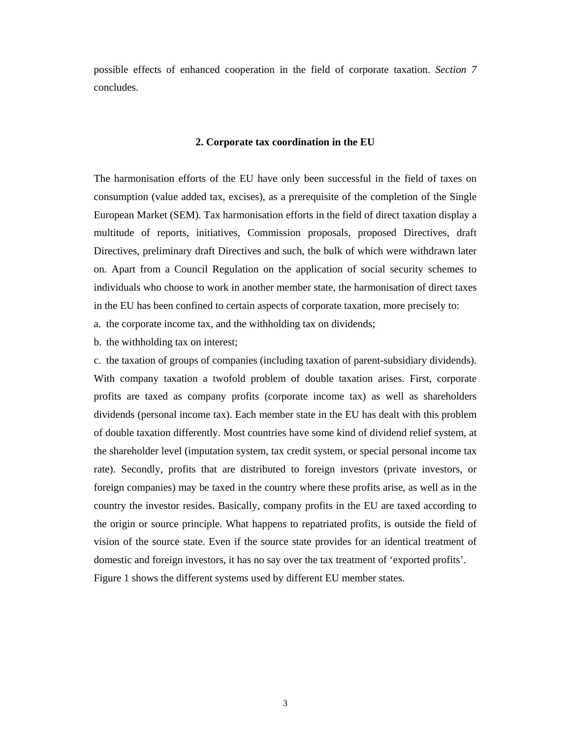possible effects of enhanced cooperation in the field of corporate taxation. *Section 7* concludes.

## 2. Corporate tax coordination in the EU

The harmonisation efforts of the EU have only been successful in the field of taxes on consumption (value added tax, excises), as a prerequisite of the completion of the Single European Market (SEM). Tax harmonisation efforts in the field of direct taxation display a multitude of reports, initiatives, Commission proposals, proposed Directives, draft Directives, preliminary draft Directives and such, the bulk of which were withdrawn later on. Apart from a Council Regulation on the application of social security schemes to individuals who choose to work in another member state, the harmonisation of direct taxes in the EU has been confined to certain aspects of corporate taxation, more precisely to:

a. the corporate income tax, and the withholding tax on dividends;

b. the withholding tax on interest;

c. the taxation of groups of companies (including taxation of parent-subsidiary dividends).

With company taxation a twofold problem of double taxation arises. First, corporate profits are taxed as company profits (corporate income tax) as well as shareholders dividends (personal income tax). Each member state in the EU has dealt with this problem of double taxation differently. Most countries have some kind of dividend relief system, at the shareholder level (imputation system, tax credit system, or special personal income tax rate). Secondly, profits that are distributed to foreign investors (private investors, or foreign companies) may be taxed in the country where these profits arise, as well as in the country the investor resides. Basically, company profits in the EU are taxed according to the origin or source principle. What happens to repatriated profits, is outside the field of vision of the source state. Even if the source state provides for an identical treatment of domestic and foreign investors, it has no say over the tax treatment of 'exported profits'.

Figure 1 shows the different systems used by different EU member states.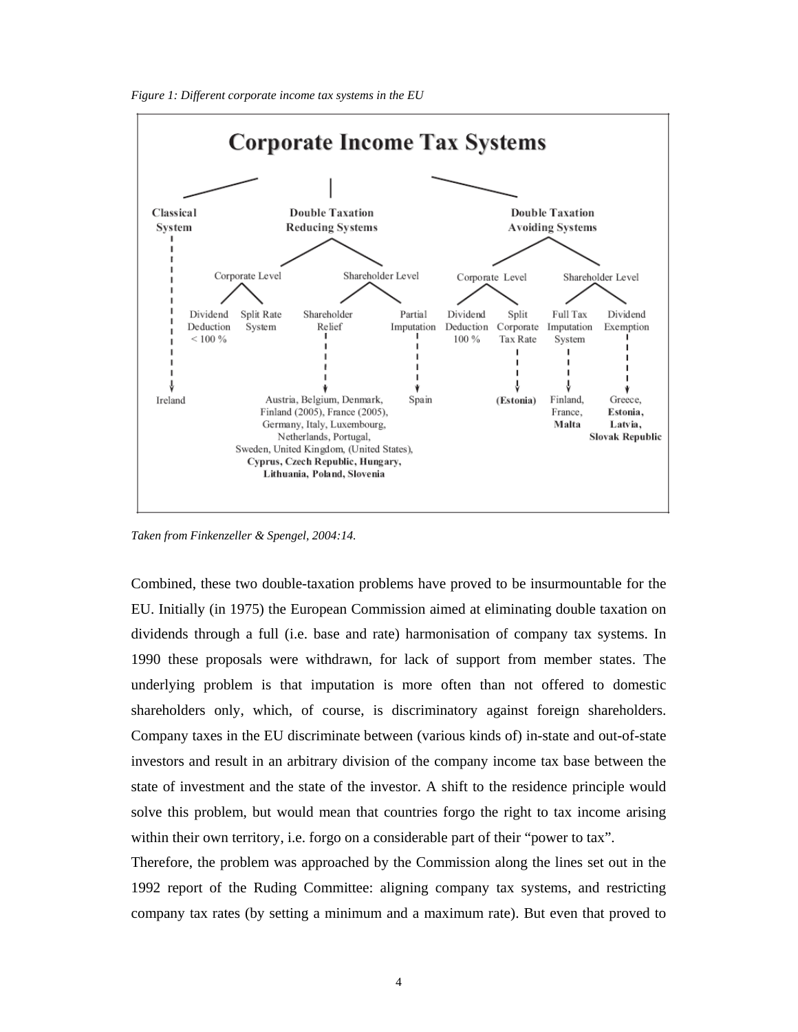*Figure 1: Different corporate income tax systems in the EU*

**Corporate Income Tax Systems**

- **Classical System**
  - Ireland
- **Double Taxation Reducing Systems**
  - Corporate Level
    - Dividend Deduction < 100 %
    - Split Rate System
  - Shareholder Level
    - Shareholder Relief: Austria, Belgium, Denmark, Finland (2005), France (2005), Germany, Italy, Luxembourg, Netherlands, Portugal, Sweden, United Kingdom, (United States), **Cyprus, Czech Republic, Hungary, Lithuania, Poland, Slovenia**
    - Partial Imputation: Spain
- **Double Taxation Avoiding Systems**
  - Corporate Level
    - Dividend Deduction 100 %
    - Split Corporate Tax Rate: **(Estonia)**
  - Shareholder Level
    - Full Tax Imputation System: Finland, France, **Malta**
    - Dividend Exemption: Greece, **Estonia, Latvia, Slovak Republic**

*Taken from Finkenzeller & Spengel, 2004:14.*

Combined, these two double-taxation problems have proved to be insurmountable for the EU. Initially (in 1975) the European Commission aimed at eliminating double taxation on dividends through a full (i.e. base and rate) harmonisation of company tax systems. In 1990 these proposals were withdrawn, for lack of support from member states. The underlying problem is that imputation is more often than not offered to domestic shareholders only, which, of course, is discriminatory against foreign shareholders. Company taxes in the EU discriminate between (various kinds of) in-state and out-of-state investors and result in an arbitrary division of the company income tax base between the state of investment and the state of the investor. A shift to the residence principle would solve this problem, but would mean that countries forgo the right to tax income arising within their own territory, i.e. forgo on a considerable part of their "power to tax".

Therefore, the problem was approached by the Commission along the lines set out in the 1992 report of the Ruding Committee: aligning company tax systems, and restricting company tax rates (by setting a minimum and a maximum rate). But even that proved to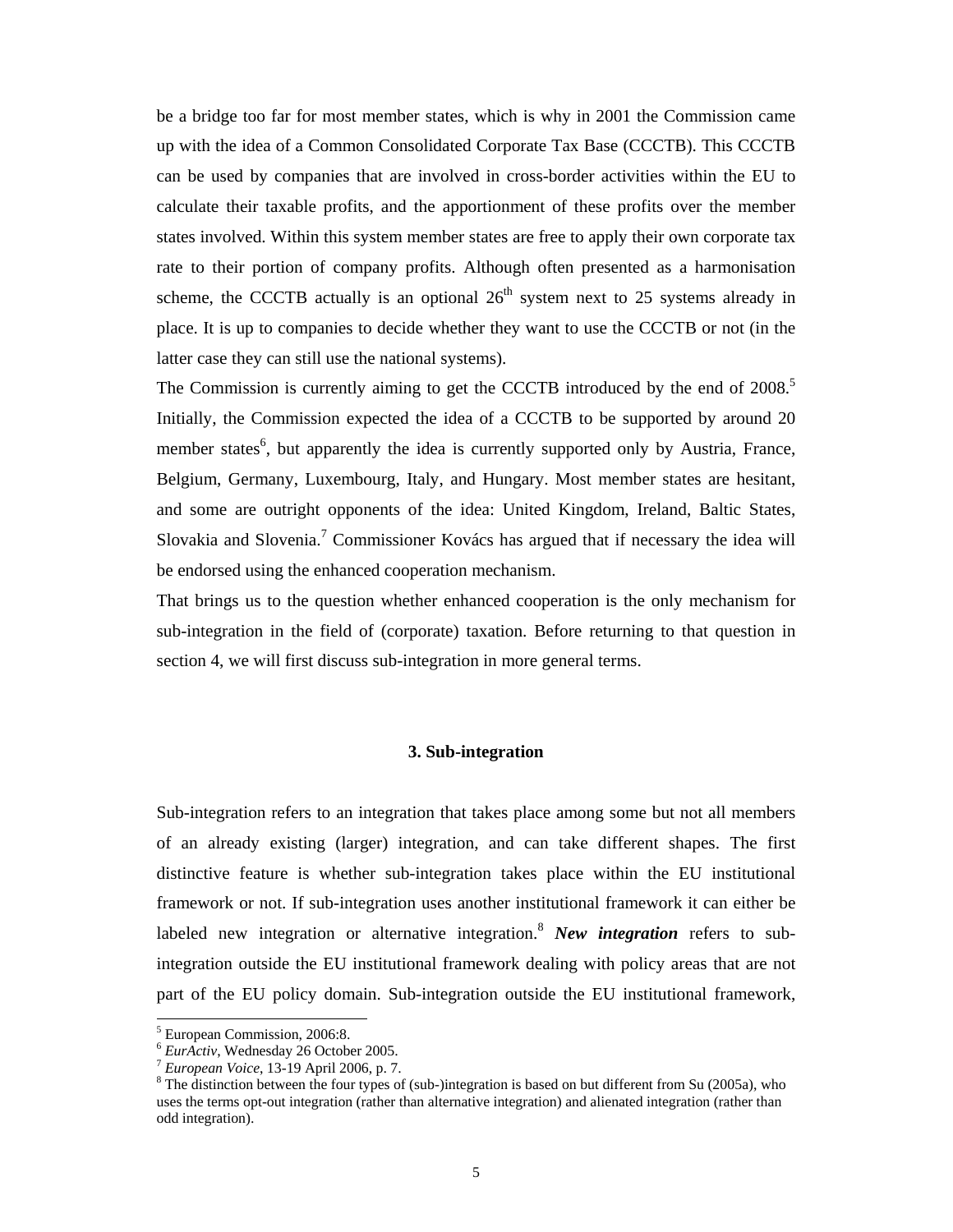be a bridge too far for most member states, which is why in 2001 the Commission came up with the idea of a Common Consolidated Corporate Tax Base (CCCTB). This CCCTB can be used by companies that are involved in cross-border activities within the EU to calculate their taxable profits, and the apportionment of these profits over the member states involved. Within this system member states are free to apply their own corporate tax rate to their portion of company profits. Although often presented as a harmonisation scheme, the CCCTB actually is an optional 26th system next to 25 systems already in place. It is up to companies to decide whether they want to use the CCCTB or not (in the latter case they can still use the national systems).

The Commission is currently aiming to get the CCCTB introduced by the end of 2008.[5] Initially, the Commission expected the idea of a CCCTB to be supported by around 20 member states[6], but apparently the idea is currently supported only by Austria, France, Belgium, Germany, Luxembourg, Italy, and Hungary. Most member states are hesitant, and some are outright opponents of the idea: United Kingdom, Ireland, Baltic States, Slovakia and Slovenia.[7] Commissioner Kovács has argued that if necessary the idea will be endorsed using the enhanced cooperation mechanism.

That brings us to the question whether enhanced cooperation is the only mechanism for sub-integration in the field of (corporate) taxation. Before returning to that question in section 4, we will first discuss sub-integration in more general terms.

## 3. Sub-integration

Sub-integration refers to an integration that takes place among some but not all members of an already existing (larger) integration, and can take different shapes. The first distinctive feature is whether sub-integration takes place within the EU institutional framework or not. If sub-integration uses another institutional framework it can either be labeled new integration or alternative integration.[8] ***New integration*** refers to sub-integration outside the EU institutional framework dealing with policy areas that are not part of the EU policy domain. Sub-integration outside the EU institutional framework,

---

[5] European Commission, 2006:8.

[6] *EurActiv*, Wednesday 26 October 2005.

[7] *European Voice*, 13-19 April 2006, p. 7.

[8] The distinction between the four types of (sub-)integration is based on but different from Su (2005a), who uses the terms opt-out integration (rather than alternative integration) and alienated integration (rather than odd integration).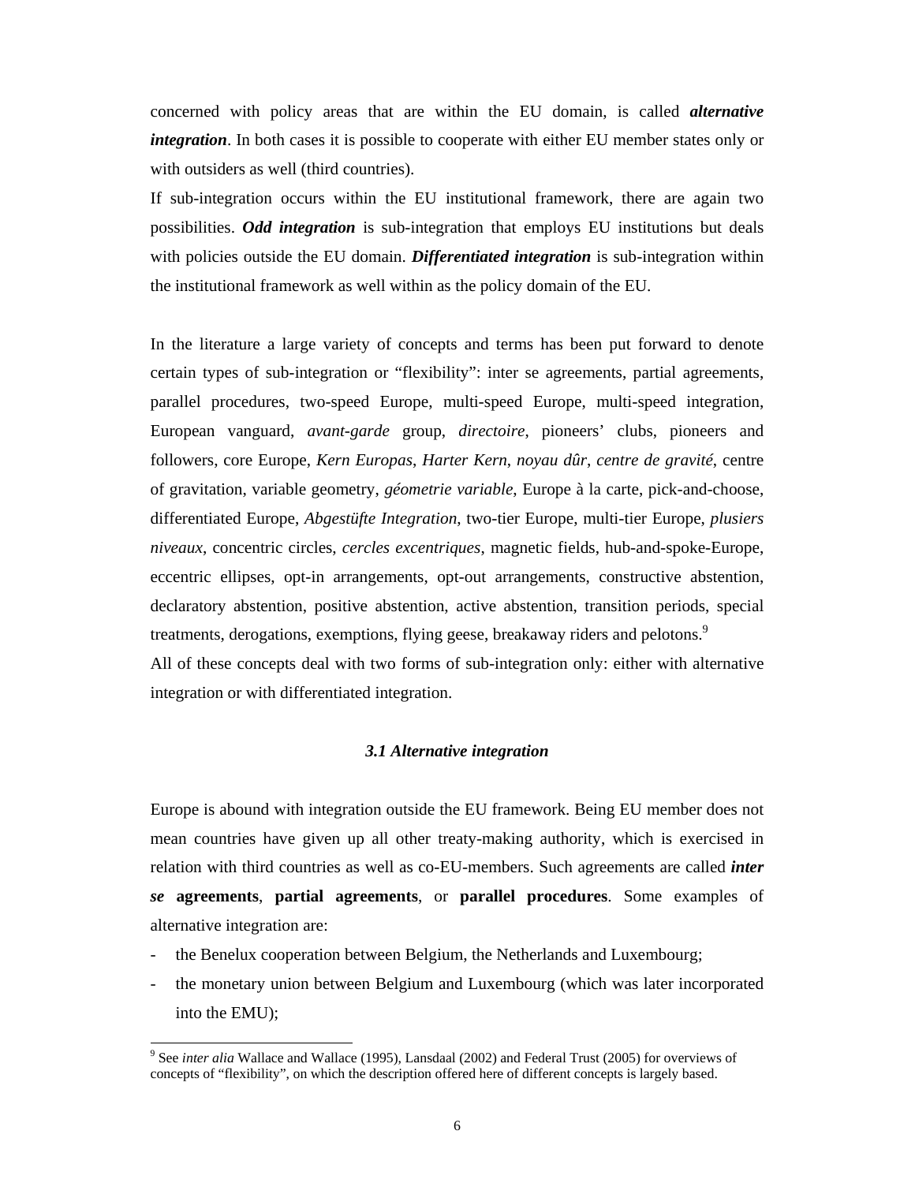concerned with policy areas that are within the EU domain, is called ***alternative integration***. In both cases it is possible to cooperate with either EU member states only or with outsiders as well (third countries).

If sub-integration occurs within the EU institutional framework, there are again two possibilities. ***Odd integration*** is sub-integration that employs EU institutions but deals with policies outside the EU domain. ***Differentiated integration*** is sub-integration within the institutional framework as well within as the policy domain of the EU.

In the literature a large variety of concepts and terms has been put forward to denote certain types of sub-integration or "flexibility": inter se agreements, partial agreements, parallel procedures, two-speed Europe, multi-speed Europe, multi-speed integration, European vanguard, *avant-garde* group, *directoire*, pioneers' clubs, pioneers and followers, core Europe, *Kern Europas*, *Harter Kern*, *noyau dûr*, *centre de gravité*, centre of gravitation, variable geometry, *géometrie variable*, Europe à la carte, pick-and-choose, differentiated Europe, *Abgestüfte Integration*, two-tier Europe, multi-tier Europe, *plusiers niveaux*, concentric circles, *cercles excentriques*, magnetic fields, hub-and-spoke-Europe, eccentric ellipses, opt-in arrangements, opt-out arrangements, constructive abstention, declaratory abstention, positive abstention, active abstention, transition periods, special treatments, derogations, exemptions, flying geese, breakaway riders and pelotons.[9]

All of these concepts deal with two forms of sub-integration only: either with alternative integration or with differentiated integration.

### *3.1 Alternative integration*

Europe is abound with integration outside the EU framework. Being EU member does not mean countries have given up all other treaty-making authority, which is exercised in relation with third countries as well as co-EU-members. Such agreements are called ***inter se* agreements**, **partial agreements**, or **parallel procedures**. Some examples of alternative integration are:

- the Benelux cooperation between Belgium, the Netherlands and Luxembourg;
- the monetary union between Belgium and Luxembourg (which was later incorporated into the EMU);

[9] See *inter alia* Wallace and Wallace (1995), Lansdaal (2002) and Federal Trust (2005) for overviews of concepts of "flexibility", on which the description offered here of different concepts is largely based.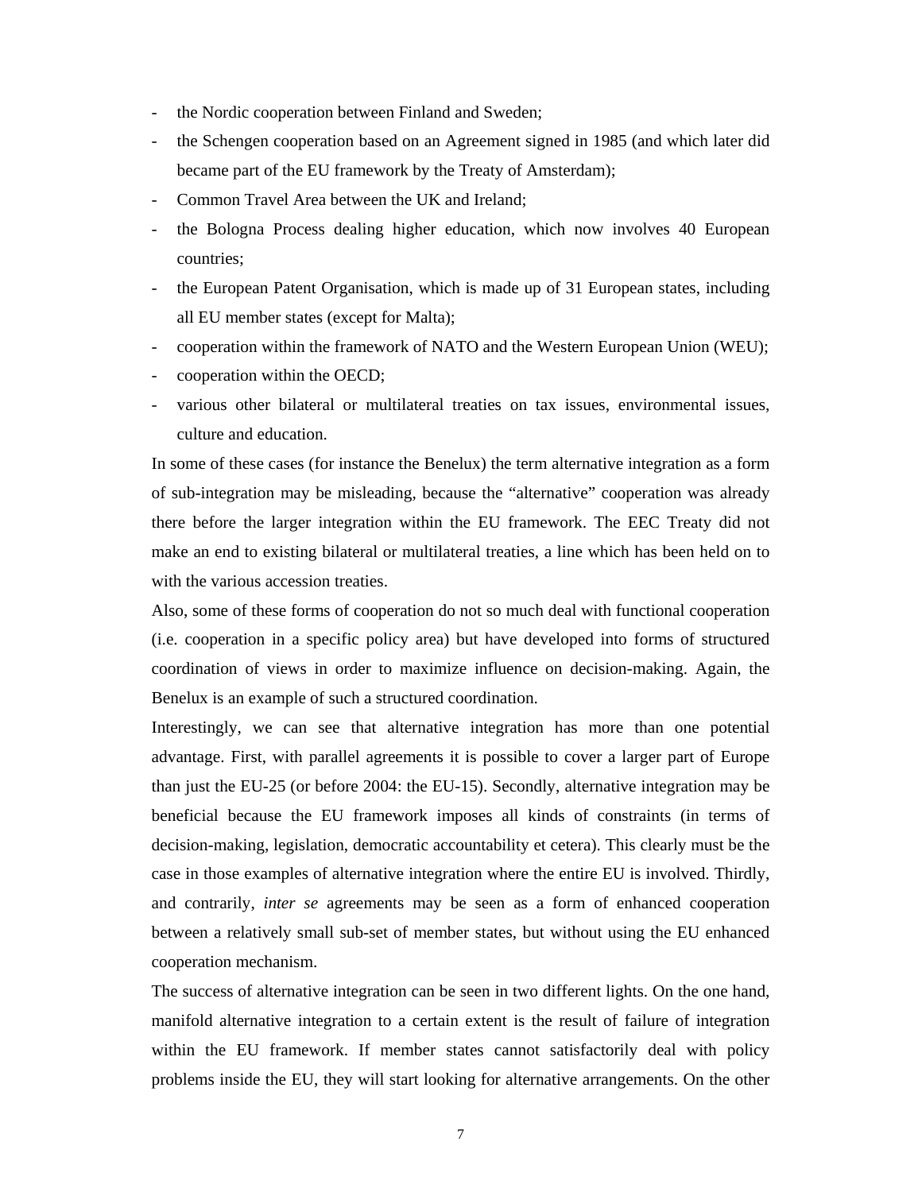- the Nordic cooperation between Finland and Sweden;
- the Schengen cooperation based on an Agreement signed in 1985 (and which later did became part of the EU framework by the Treaty of Amsterdam);
- Common Travel Area between the UK and Ireland;
- the Bologna Process dealing higher education, which now involves 40 European countries;
- the European Patent Organisation, which is made up of 31 European states, including all EU member states (except for Malta);
- cooperation within the framework of NATO and the Western European Union (WEU);
- cooperation within the OECD;
- various other bilateral or multilateral treaties on tax issues, environmental issues, culture and education.

In some of these cases (for instance the Benelux) the term alternative integration as a form of sub-integration may be misleading, because the "alternative" cooperation was already there before the larger integration within the EU framework. The EEC Treaty did not make an end to existing bilateral or multilateral treaties, a line which has been held on to with the various accession treaties.

Also, some of these forms of cooperation do not so much deal with functional cooperation (i.e. cooperation in a specific policy area) but have developed into forms of structured coordination of views in order to maximize influence on decision-making. Again, the Benelux is an example of such a structured coordination.

Interestingly, we can see that alternative integration has more than one potential advantage. First, with parallel agreements it is possible to cover a larger part of Europe than just the EU-25 (or before 2004: the EU-15). Secondly, alternative integration may be beneficial because the EU framework imposes all kinds of constraints (in terms of decision-making, legislation, democratic accountability et cetera). This clearly must be the case in those examples of alternative integration where the entire EU is involved. Thirdly, and contrarily, *inter se* agreements may be seen as a form of enhanced cooperation between a relatively small sub-set of member states, but without using the EU enhanced cooperation mechanism.

The success of alternative integration can be seen in two different lights. On the one hand, manifold alternative integration to a certain extent is the result of failure of integration within the EU framework. If member states cannot satisfactorily deal with policy problems inside the EU, they will start looking for alternative arrangements. On the other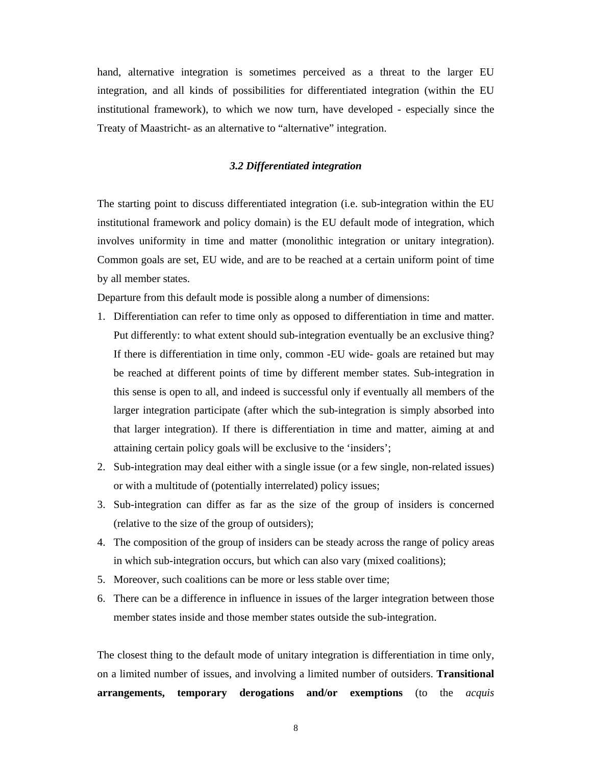hand, alternative integration is sometimes perceived as a threat to the larger EU integration, and all kinds of possibilities for differentiated integration (within the EU institutional framework), to which we now turn, have developed - especially since the Treaty of Maastricht- as an alternative to “alternative” integration.

### *3.2 Differentiated integration*

The starting point to discuss differentiated integration (i.e. sub-integration within the EU institutional framework and policy domain) is the EU default mode of integration, which involves uniformity in time and matter (monolithic integration or unitary integration). Common goals are set, EU wide, and are to be reached at a certain uniform point of time by all member states.

Departure from this default mode is possible along a number of dimensions:

1. Differentiation can refer to time only as opposed to differentiation in time and matter. Put differently: to what extent should sub-integration eventually be an exclusive thing? If there is differentiation in time only, common -EU wide- goals are retained but may be reached at different points of time by different member states. Sub-integration in this sense is open to all, and indeed is successful only if eventually all members of the larger integration participate (after which the sub-integration is simply absorbed into that larger integration). If there is differentiation in time and matter, aiming at and attaining certain policy goals will be exclusive to the ‘insiders’;
2. Sub-integration may deal either with a single issue (or a few single, non-related issues) or with a multitude of (potentially interrelated) policy issues;
3. Sub-integration can differ as far as the size of the group of insiders is concerned (relative to the size of the group of outsiders);
4. The composition of the group of insiders can be steady across the range of policy areas in which sub-integration occurs, but which can also vary (mixed coalitions);
5. Moreover, such coalitions can be more or less stable over time;
6. There can be a difference in influence in issues of the larger integration between those member states inside and those member states outside the sub-integration.

The closest thing to the default mode of unitary integration is differentiation in time only, on a limited number of issues, and involving a limited number of outsiders. **Transitional arrangements, temporary derogations and/or exemptions** (to the *acquis*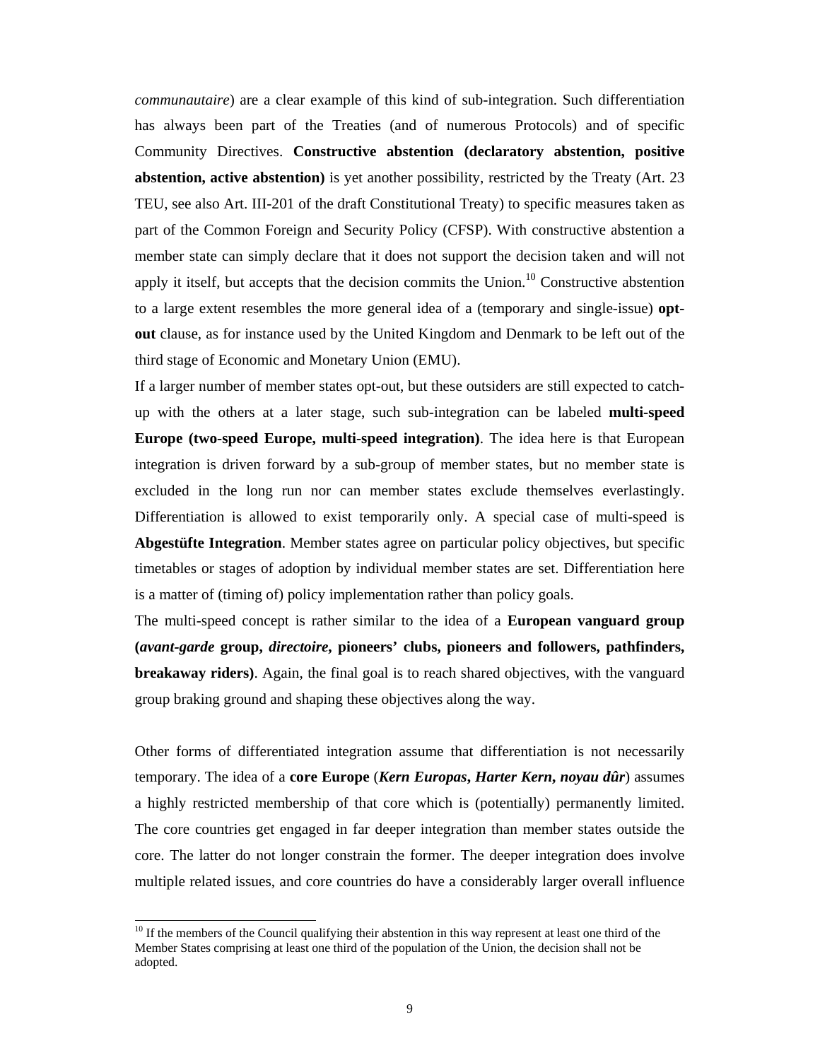*communautaire*) are a clear example of this kind of sub-integration. Such differentiation has always been part of the Treaties (and of numerous Protocols) and of specific Community Directives. **Constructive abstention (declaratory abstention, positive abstention, active abstention)** is yet another possibility, restricted by the Treaty (Art. 23 TEU, see also Art. III-201 of the draft Constitutional Treaty) to specific measures taken as part of the Common Foreign and Security Policy (CFSP). With constructive abstention a member state can simply declare that it does not support the decision taken and will not apply it itself, but accepts that the decision commits the Union.[10] Constructive abstention to a large extent resembles the more general idea of a (temporary and single-issue) **opt-out** clause, as for instance used by the United Kingdom and Denmark to be left out of the third stage of Economic and Monetary Union (EMU).

If a larger number of member states opt-out, but these outsiders are still expected to catch-up with the others at a later stage, such sub-integration can be labeled **multi-speed Europe (two-speed Europe, multi-speed integration)**. The idea here is that European integration is driven forward by a sub-group of member states, but no member state is excluded in the long run nor can member states exclude themselves everlastingly. Differentiation is allowed to exist temporarily only. A special case of multi-speed is **Abgestüfte Integration**. Member states agree on particular policy objectives, but specific timetables or stages of adoption by individual member states are set. Differentiation here is a matter of (timing of) policy implementation rather than policy goals.

The multi-speed concept is rather similar to the idea of a **European vanguard group (*avant-garde* group, *directoire*, pioneers' clubs, pioneers and followers, pathfinders, breakaway riders)**. Again, the final goal is to reach shared objectives, with the vanguard group braking ground and shaping these objectives along the way.

Other forms of differentiated integration assume that differentiation is not necessarily temporary. The idea of a **core Europe** (***Kern Europas*, *Harter Kern*, *noyau dûr***) assumes a highly restricted membership of that core which is (potentially) permanently limited. The core countries get engaged in far deeper integration than member states outside the core. The latter do not longer constrain the former. The deeper integration does involve multiple related issues, and core countries do have a considerably larger overall influence

[10] If the members of the Council qualifying their abstention in this way represent at least one third of the Member States comprising at least one third of the population of the Union, the decision shall not be adopted.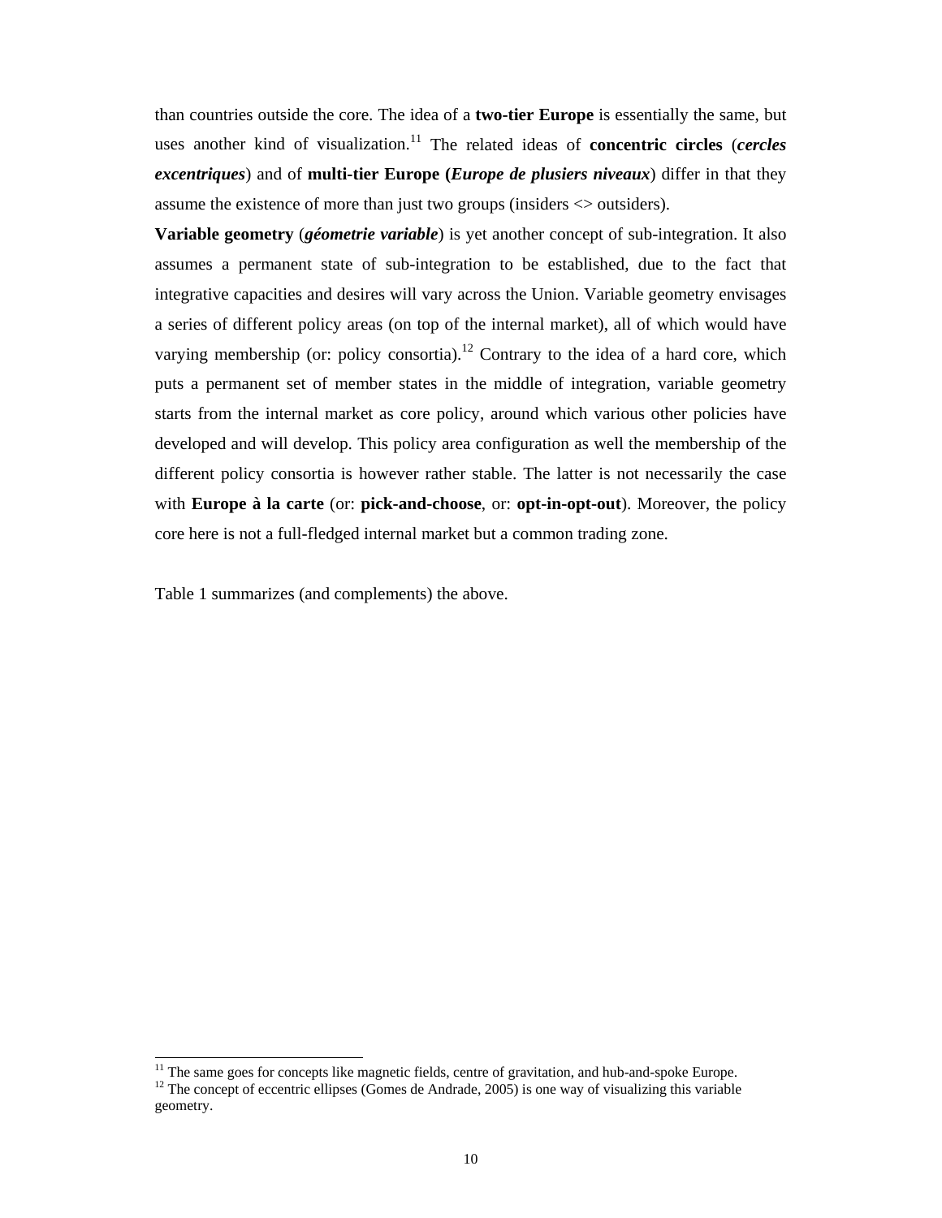than countries outside the core. The idea of a **two-tier Europe** is essentially the same, but uses another kind of visualization.[11] The related ideas of **concentric circles** (***cercles excentriques***) and of **multi-tier Europe (*Europe de plusiers niveaux***) differ in that they assume the existence of more than just two groups (insiders <> outsiders).

**Variable geometry** (***géometrie variable***) is yet another concept of sub-integration. It also assumes a permanent state of sub-integration to be established, due to the fact that integrative capacities and desires will vary across the Union. Variable geometry envisages a series of different policy areas (on top of the internal market), all of which would have varying membership (or: policy consortia).[12] Contrary to the idea of a hard core, which puts a permanent set of member states in the middle of integration, variable geometry starts from the internal market as core policy, around which various other policies have developed and will develop. This policy area configuration as well the membership of the different policy consortia is however rather stable. The latter is not necessarily the case with **Europe à la carte** (or: **pick-and-choose**, or: **opt-in-opt-out**). Moreover, the policy core here is not a full-fledged internal market but a common trading zone.

Table 1 summarizes (and complements) the above.

---

[11] The same goes for concepts like magnetic fields, centre of gravitation, and hub-and-spoke Europe.

[12] The concept of eccentric ellipses (Gomes de Andrade, 2005) is one way of visualizing this variable geometry.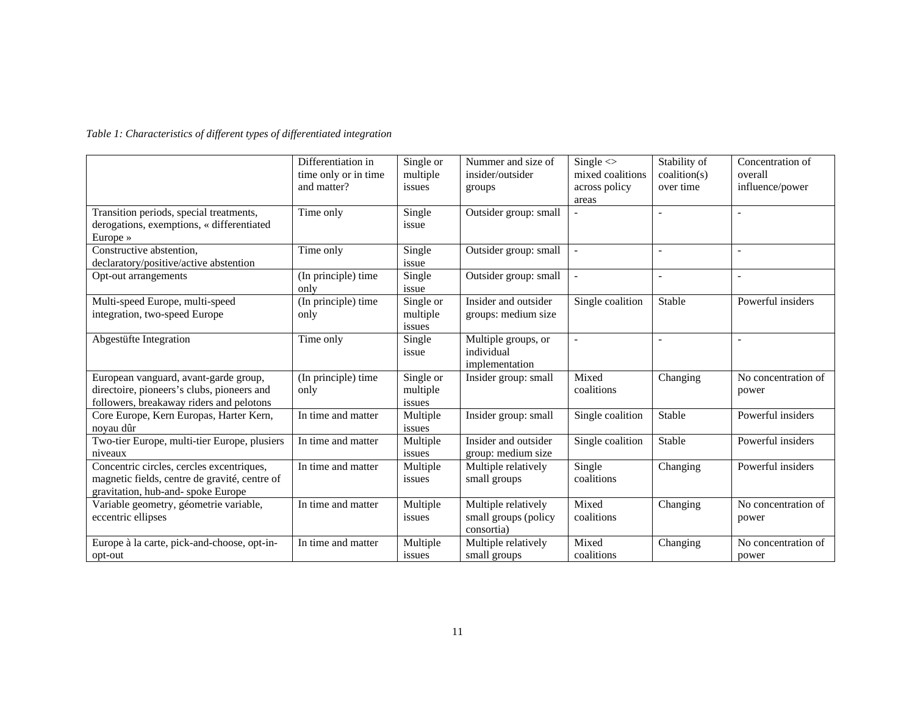*Table 1: Characteristics of different types of differentiated integration*

| | Differentiation in time only or in time and matter? | Single or multiple issues | Nummer and size of insider/outsider groups | Single <> mixed coalitions across policy areas | Stability of coalition(s) over time | Concentration of overall influence/power |
|---|---|---|---|---|---|---|
| Transition periods, special treatments, derogations, exemptions, « differentiated Europe » | Time only | Single issue | Outsider group: small | - | - | - |
| Constructive abstention, declaratory/positive/active abstention | Time only | Single issue | Outsider group: small | - | - | - |
| Opt-out arrangements | (In principle) time only | Single issue | Outsider group: small | - | - | - |
| Multi-speed Europe, multi-speed integration, two-speed Europe | (In principle) time only | Single or multiple issues | Insider and outsider groups: medium size | Single coalition | Stable | Powerful insiders |
| Abgestüfte Integration | Time only | Single issue | Multiple groups, or individual implementation | - | - | - |
| European vanguard, avant-garde group, directoire, pioneers's clubs, pioneers and followers, breakaway riders and pelotons | (In principle) time only | Single or multiple issues | Insider group: small | Mixed coalitions | Changing | No concentration of power |
| Core Europe, Kern Europas, Harter Kern, noyau dûr | In time and matter | Multiple issues | Insider group: small | Single coalition | Stable | Powerful insiders |
| Two-tier Europe, multi-tier Europe, plusiers niveaux | In time and matter | Multiple issues | Insider and outsider group: medium size | Single coalition | Stable | Powerful insiders |
| Concentric circles, cercles excentriques, magnetic fields, centre de gravité, centre of gravitation, hub-and- spoke Europe | In time and matter | Multiple issues | Multiple relatively small groups | Single coalitions | Changing | Powerful insiders |
| Variable geometry, géometrie variable, eccentric ellipses | In time and matter | Multiple issues | Multiple relatively small groups (policy consortia) | Mixed coalitions | Changing | No concentration of power |
| Europe à la carte, pick-and-choose, opt-in-opt-out | In time and matter | Multiple issues | Multiple relatively small groups | Mixed coalitions | Changing | No concentration of power |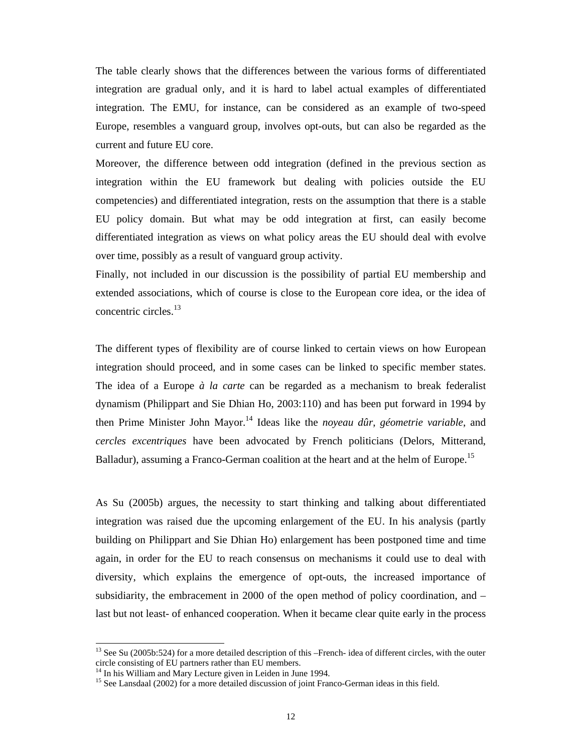The table clearly shows that the differences between the various forms of differentiated integration are gradual only, and it is hard to label actual examples of differentiated integration. The EMU, for instance, can be considered as an example of two-speed Europe, resembles a vanguard group, involves opt-outs, but can also be regarded as the current and future EU core.

Moreover, the difference between odd integration (defined in the previous section as integration within the EU framework but dealing with policies outside the EU competencies) and differentiated integration, rests on the assumption that there is a stable EU policy domain. But what may be odd integration at first, can easily become differentiated integration as views on what policy areas the EU should deal with evolve over time, possibly as a result of vanguard group activity.

Finally, not included in our discussion is the possibility of partial EU membership and extended associations, which of course is close to the European core idea, or the idea of concentric circles.[13]

The different types of flexibility are of course linked to certain views on how European integration should proceed, and in some cases can be linked to specific member states. The idea of a Europe *à la carte* can be regarded as a mechanism to break federalist dynamism (Philippart and Sie Dhian Ho, 2003:110) and has been put forward in 1994 by then Prime Minister John Mayor.[14] Ideas like the *noyeau dûr*, *géometrie variable*, and *cercles excentriques* have been advocated by French politicians (Delors, Mitterand, Balladur), assuming a Franco-German coalition at the heart and at the helm of Europe.[15]

As Su (2005b) argues, the necessity to start thinking and talking about differentiated integration was raised due the upcoming enlargement of the EU. In his analysis (partly building on Philippart and Sie Dhian Ho) enlargement has been postponed time and time again, in order for the EU to reach consensus on mechanisms it could use to deal with diversity, which explains the emergence of opt-outs, the increased importance of subsidiarity, the embracement in 2000 of the open method of policy coordination, and – last but not least- of enhanced cooperation. When it became clear quite early in the process

---

[13] See Su (2005b:524) for a more detailed description of this –French- idea of different circles, with the outer circle consisting of EU partners rather than EU members.

[14] In his William and Mary Lecture given in Leiden in June 1994.

[15] See Lansdaal (2002) for a more detailed discussion of joint Franco-German ideas in this field.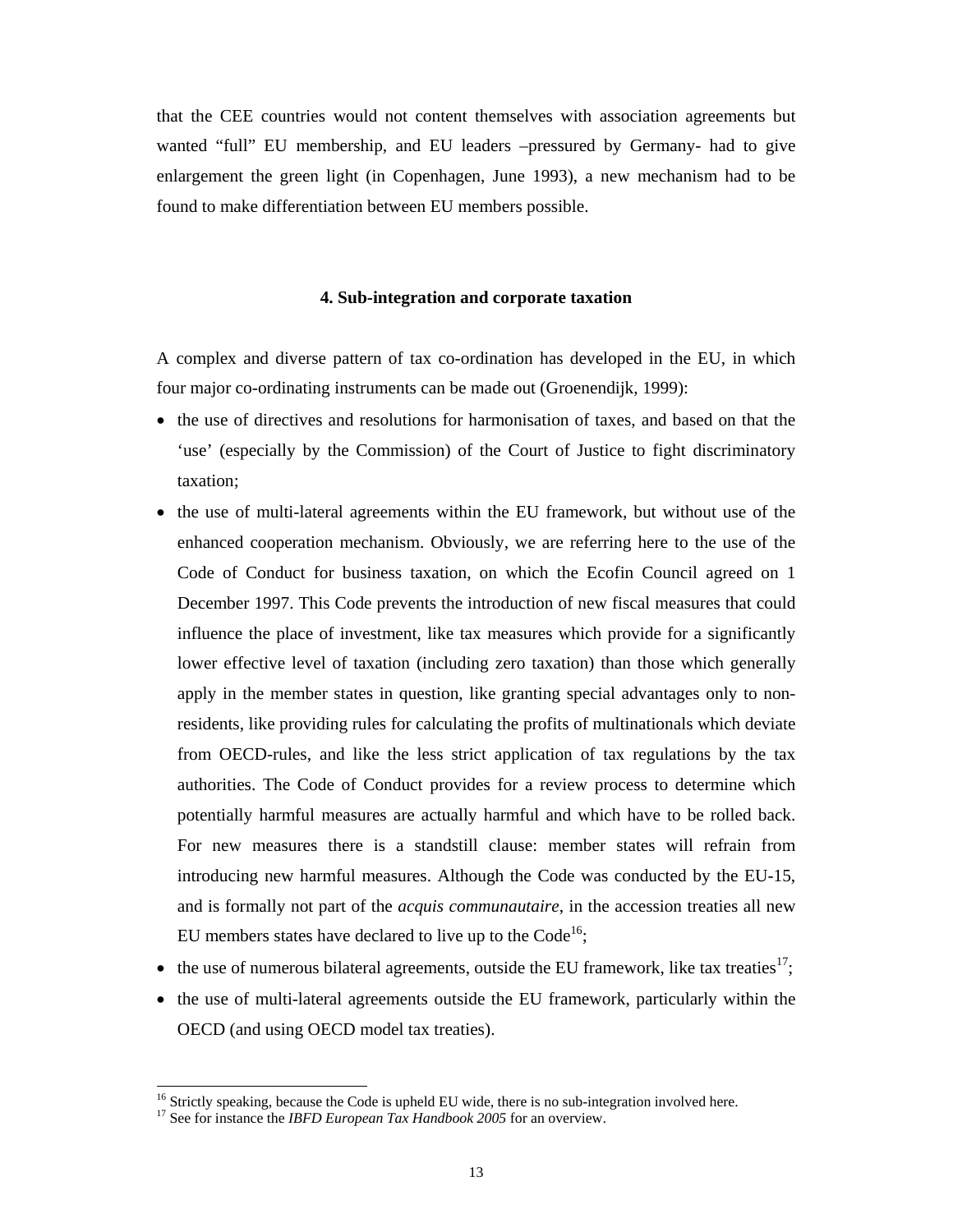that the CEE countries would not content themselves with association agreements but wanted "full" EU membership, and EU leaders –pressured by Germany- had to give enlargement the green light (in Copenhagen, June 1993), a new mechanism had to be found to make differentiation between EU members possible.

## 4. Sub-integration and corporate taxation

A complex and diverse pattern of tax co-ordination has developed in the EU, in which four major co-ordinating instruments can be made out (Groenendijk, 1999):

- the use of directives and resolutions for harmonisation of taxes, and based on that the 'use' (especially by the Commission) of the Court of Justice to fight discriminatory taxation;
- the use of multi-lateral agreements within the EU framework, but without use of the enhanced cooperation mechanism. Obviously, we are referring here to the use of the Code of Conduct for business taxation, on which the Ecofin Council agreed on 1 December 1997. This Code prevents the introduction of new fiscal measures that could influence the place of investment, like tax measures which provide for a significantly lower effective level of taxation (including zero taxation) than those which generally apply in the member states in question, like granting special advantages only to non-residents, like providing rules for calculating the profits of multinationals which deviate from OECD-rules, and like the less strict application of tax regulations by the tax authorities. The Code of Conduct provides for a review process to determine which potentially harmful measures are actually harmful and which have to be rolled back. For new measures there is a standstill clause: member states will refrain from introducing new harmful measures. Although the Code was conducted by the EU-15, and is formally not part of the *acquis communautaire*, in the accession treaties all new EU members states have declared to live up to the Code[16];
- the use of numerous bilateral agreements, outside the EU framework, like tax treaties[17];
- the use of multi-lateral agreements outside the EU framework, particularly within the OECD (and using OECD model tax treaties).

[16] Strictly speaking, because the Code is upheld EU wide, there is no sub-integration involved here.

[17] See for instance the *IBFD European Tax Handbook 2005* for an overview.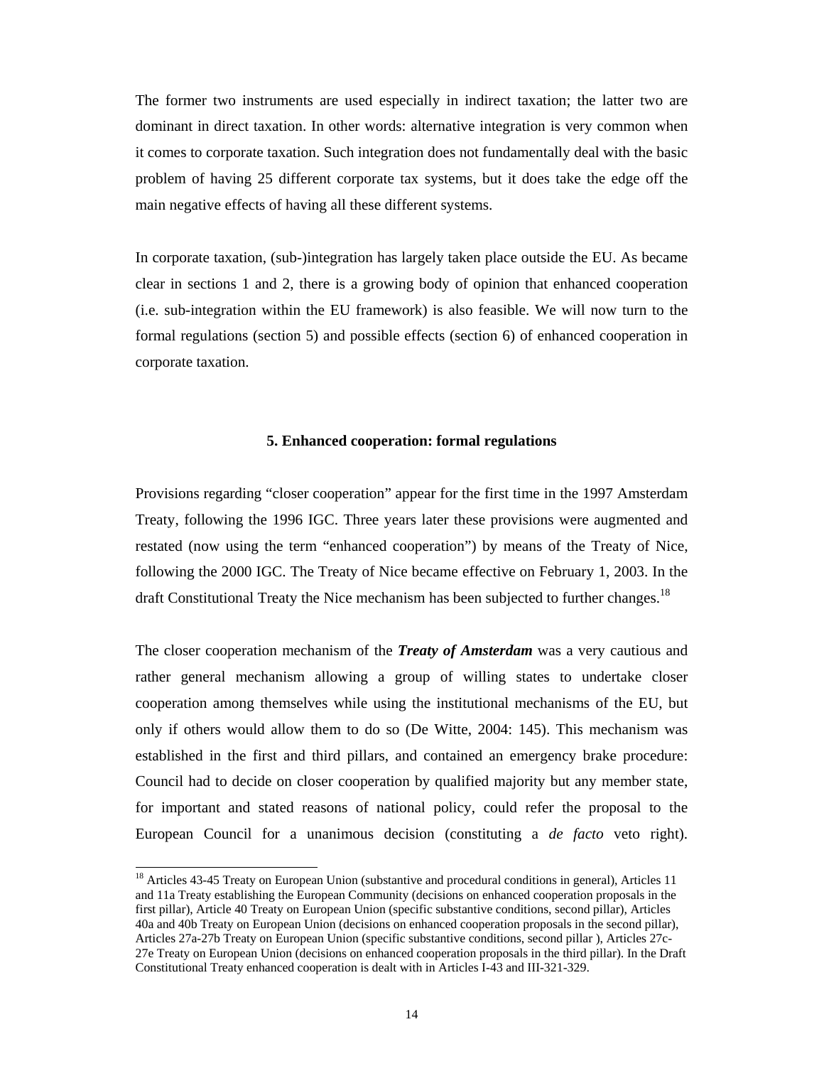The former two instruments are used especially in indirect taxation; the latter two are dominant in direct taxation. In other words: alternative integration is very common when it comes to corporate taxation. Such integration does not fundamentally deal with the basic problem of having 25 different corporate tax systems, but it does take the edge off the main negative effects of having all these different systems.

In corporate taxation, (sub-)integration has largely taken place outside the EU. As became clear in sections 1 and 2, there is a growing body of opinion that enhanced cooperation (i.e. sub-integration within the EU framework) is also feasible. We will now turn to the formal regulations (section 5) and possible effects (section 6) of enhanced cooperation in corporate taxation.

## 5. Enhanced cooperation: formal regulations

Provisions regarding "closer cooperation" appear for the first time in the 1997 Amsterdam Treaty, following the 1996 IGC. Three years later these provisions were augmented and restated (now using the term "enhanced cooperation") by means of the Treaty of Nice, following the 2000 IGC. The Treaty of Nice became effective on February 1, 2003. In the draft Constitutional Treaty the Nice mechanism has been subjected to further changes.[18]

The closer cooperation mechanism of the ***Treaty of Amsterdam*** was a very cautious and rather general mechanism allowing a group of willing states to undertake closer cooperation among themselves while using the institutional mechanisms of the EU, but only if others would allow them to do so (De Witte, 2004: 145). This mechanism was established in the first and third pillars, and contained an emergency brake procedure: Council had to decide on closer cooperation by qualified majority but any member state, for important and stated reasons of national policy, could refer the proposal to the European Council for a unanimous decision (constituting a *de facto* veto right).

[18] Articles 43-45 Treaty on European Union (substantive and procedural conditions in general), Articles 11 and 11a Treaty establishing the European Community (decisions on enhanced cooperation proposals in the first pillar), Article 40 Treaty on European Union (specific substantive conditions, second pillar), Articles 40a and 40b Treaty on European Union (decisions on enhanced cooperation proposals in the second pillar), Articles 27a-27b Treaty on European Union (specific substantive conditions, second pillar ), Articles 27c-27e Treaty on European Union (decisions on enhanced cooperation proposals in the third pillar). In the Draft Constitutional Treaty enhanced cooperation is dealt with in Articles I-43 and III-321-329.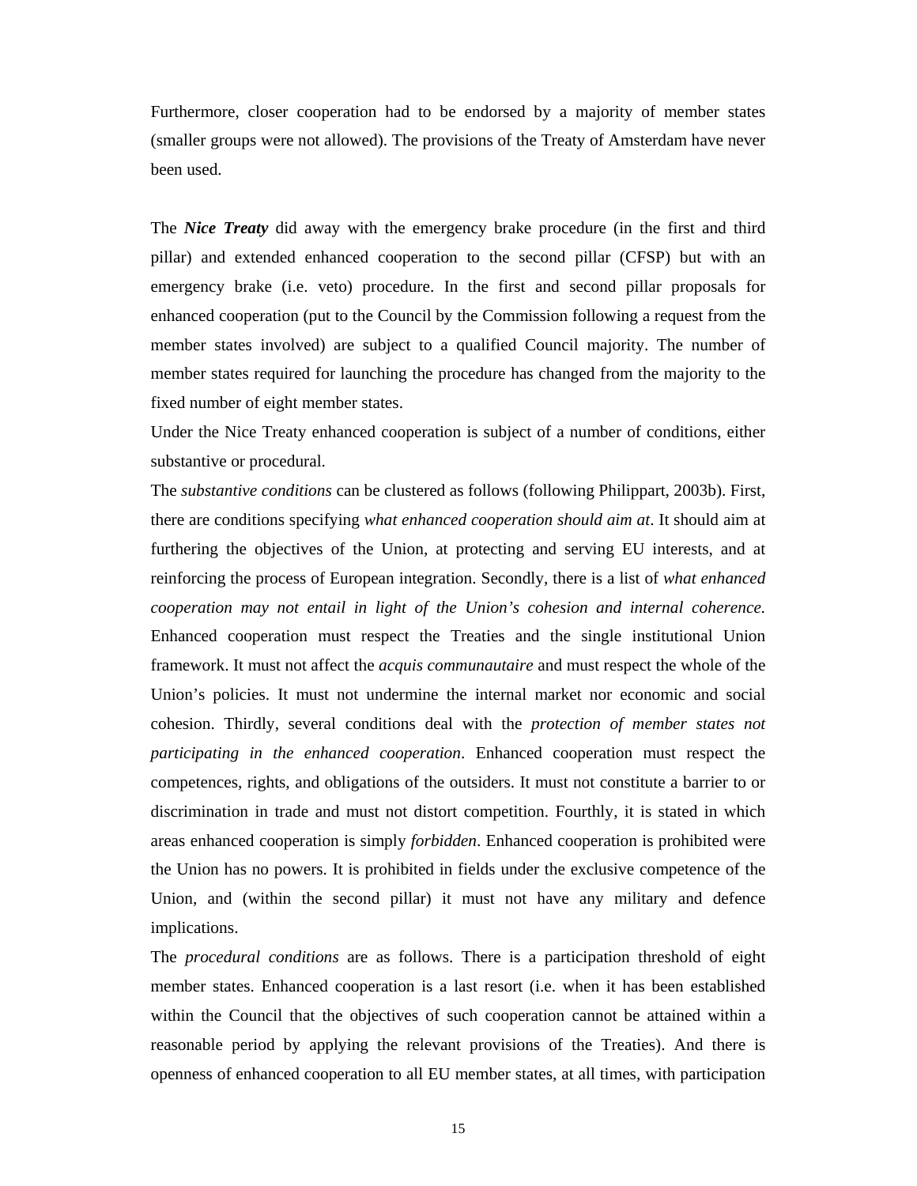Furthermore, closer cooperation had to be endorsed by a majority of member states (smaller groups were not allowed). The provisions of the Treaty of Amsterdam have never been used.

The ***Nice Treaty*** did away with the emergency brake procedure (in the first and third pillar) and extended enhanced cooperation to the second pillar (CFSP) but with an emergency brake (i.e. veto) procedure. In the first and second pillar proposals for enhanced cooperation (put to the Council by the Commission following a request from the member states involved) are subject to a qualified Council majority. The number of member states required for launching the procedure has changed from the majority to the fixed number of eight member states.

Under the Nice Treaty enhanced cooperation is subject of a number of conditions, either substantive or procedural.

The *substantive conditions* can be clustered as follows (following Philippart, 2003b). First, there are conditions specifying *what enhanced cooperation should aim at*. It should aim at furthering the objectives of the Union, at protecting and serving EU interests, and at reinforcing the process of European integration. Secondly, there is a list of *what enhanced cooperation may not entail in light of the Union's cohesion and internal coherence.* Enhanced cooperation must respect the Treaties and the single institutional Union framework. It must not affect the *acquis communautaire* and must respect the whole of the Union's policies. It must not undermine the internal market nor economic and social cohesion. Thirdly, several conditions deal with the *protection of member states not participating in the enhanced cooperation*. Enhanced cooperation must respect the competences, rights, and obligations of the outsiders. It must not constitute a barrier to or discrimination in trade and must not distort competition. Fourthly, it is stated in which areas enhanced cooperation is simply *forbidden*. Enhanced cooperation is prohibited were the Union has no powers. It is prohibited in fields under the exclusive competence of the Union, and (within the second pillar) it must not have any military and defence implications.

The *procedural conditions* are as follows. There is a participation threshold of eight member states. Enhanced cooperation is a last resort (i.e. when it has been established within the Council that the objectives of such cooperation cannot be attained within a reasonable period by applying the relevant provisions of the Treaties). And there is openness of enhanced cooperation to all EU member states, at all times, with participation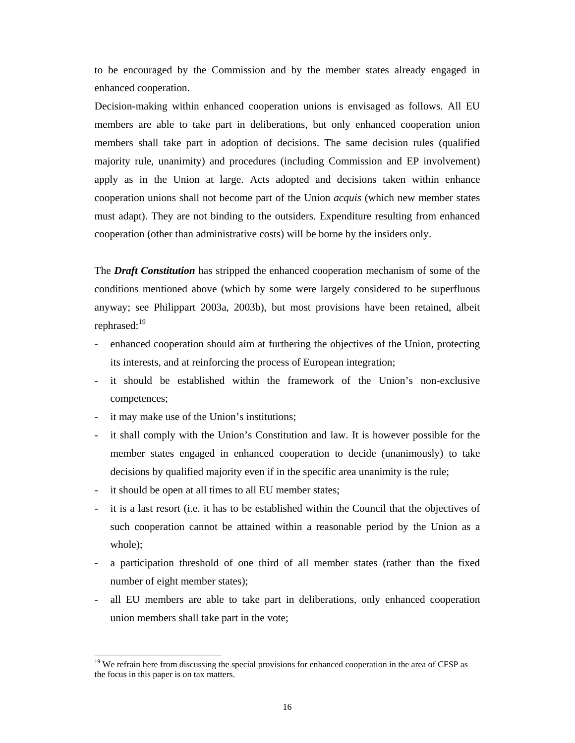to be encouraged by the Commission and by the member states already engaged in enhanced cooperation.

Decision-making within enhanced cooperation unions is envisaged as follows. All EU members are able to take part in deliberations, but only enhanced cooperation union members shall take part in adoption of decisions. The same decision rules (qualified majority rule, unanimity) and procedures (including Commission and EP involvement) apply as in the Union at large. Acts adopted and decisions taken within enhance cooperation unions shall not become part of the Union *acquis* (which new member states must adapt). They are not binding to the outsiders. Expenditure resulting from enhanced cooperation (other than administrative costs) will be borne by the insiders only.

The ***Draft Constitution*** has stripped the enhanced cooperation mechanism of some of the conditions mentioned above (which by some were largely considered to be superfluous anyway; see Philippart 2003a, 2003b), but most provisions have been retained, albeit rephrased:[19]

- enhanced cooperation should aim at furthering the objectives of the Union, protecting its interests, and at reinforcing the process of European integration;
- it should be established within the framework of the Union's non-exclusive competences;
- it may make use of the Union's institutions;
- it shall comply with the Union's Constitution and law. It is however possible for the member states engaged in enhanced cooperation to decide (unanimously) to take decisions by qualified majority even if in the specific area unanimity is the rule;
- it should be open at all times to all EU member states;
- it is a last resort (i.e. it has to be established within the Council that the objectives of such cooperation cannot be attained within a reasonable period by the Union as a whole);
- a participation threshold of one third of all member states (rather than the fixed number of eight member states);
- all EU members are able to take part in deliberations, only enhanced cooperation union members shall take part in the vote;

[19] We refrain here from discussing the special provisions for enhanced cooperation in the area of CFSP as the focus in this paper is on tax matters.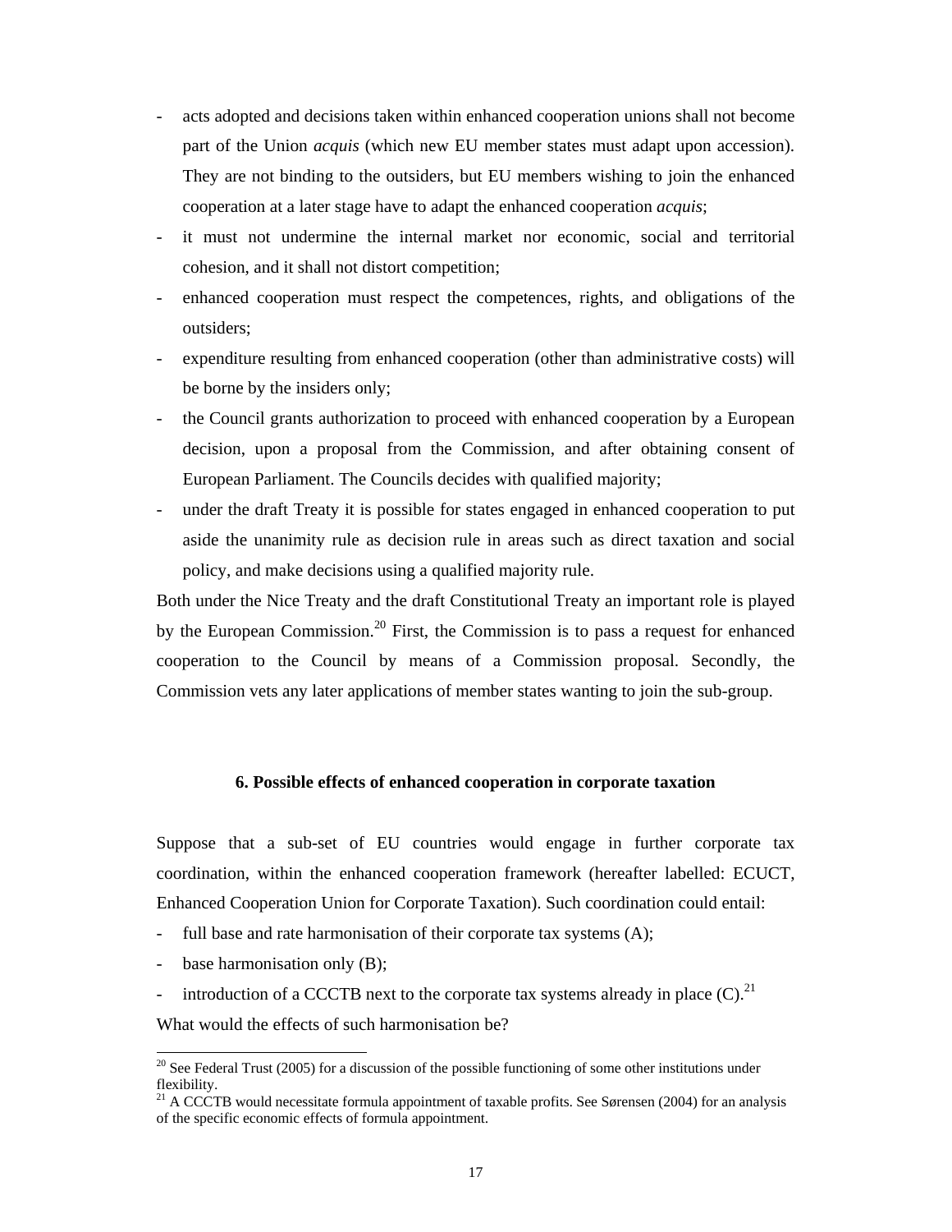- acts adopted and decisions taken within enhanced cooperation unions shall not become part of the Union *acquis* (which new EU member states must adapt upon accession). They are not binding to the outsiders, but EU members wishing to join the enhanced cooperation at a later stage have to adapt the enhanced cooperation *acquis*;
- it must not undermine the internal market nor economic, social and territorial cohesion, and it shall not distort competition;
- enhanced cooperation must respect the competences, rights, and obligations of the outsiders;
- expenditure resulting from enhanced cooperation (other than administrative costs) will be borne by the insiders only;
- the Council grants authorization to proceed with enhanced cooperation by a European decision, upon a proposal from the Commission, and after obtaining consent of European Parliament. The Councils decides with qualified majority;
- under the draft Treaty it is possible for states engaged in enhanced cooperation to put aside the unanimity rule as decision rule in areas such as direct taxation and social policy, and make decisions using a qualified majority rule.

Both under the Nice Treaty and the draft Constitutional Treaty an important role is played by the European Commission.[20] First, the Commission is to pass a request for enhanced cooperation to the Council by means of a Commission proposal. Secondly, the Commission vets any later applications of member states wanting to join the sub-group.

## 6. Possible effects of enhanced cooperation in corporate taxation

Suppose that a sub-set of EU countries would engage in further corporate tax coordination, within the enhanced cooperation framework (hereafter labelled: ECUCT, Enhanced Cooperation Union for Corporate Taxation). Such coordination could entail:

- full base and rate harmonisation of their corporate tax systems (A);
- base harmonisation only (B);
- introduction of a CCCTB next to the corporate tax systems already in place (C).[21]

What would the effects of such harmonisation be?

[20] See Federal Trust (2005) for a discussion of the possible functioning of some other institutions under flexibility.

[21] A CCCTB would necessitate formula appointment of taxable profits. See Sørensen (2004) for an analysis of the specific economic effects of formula appointment.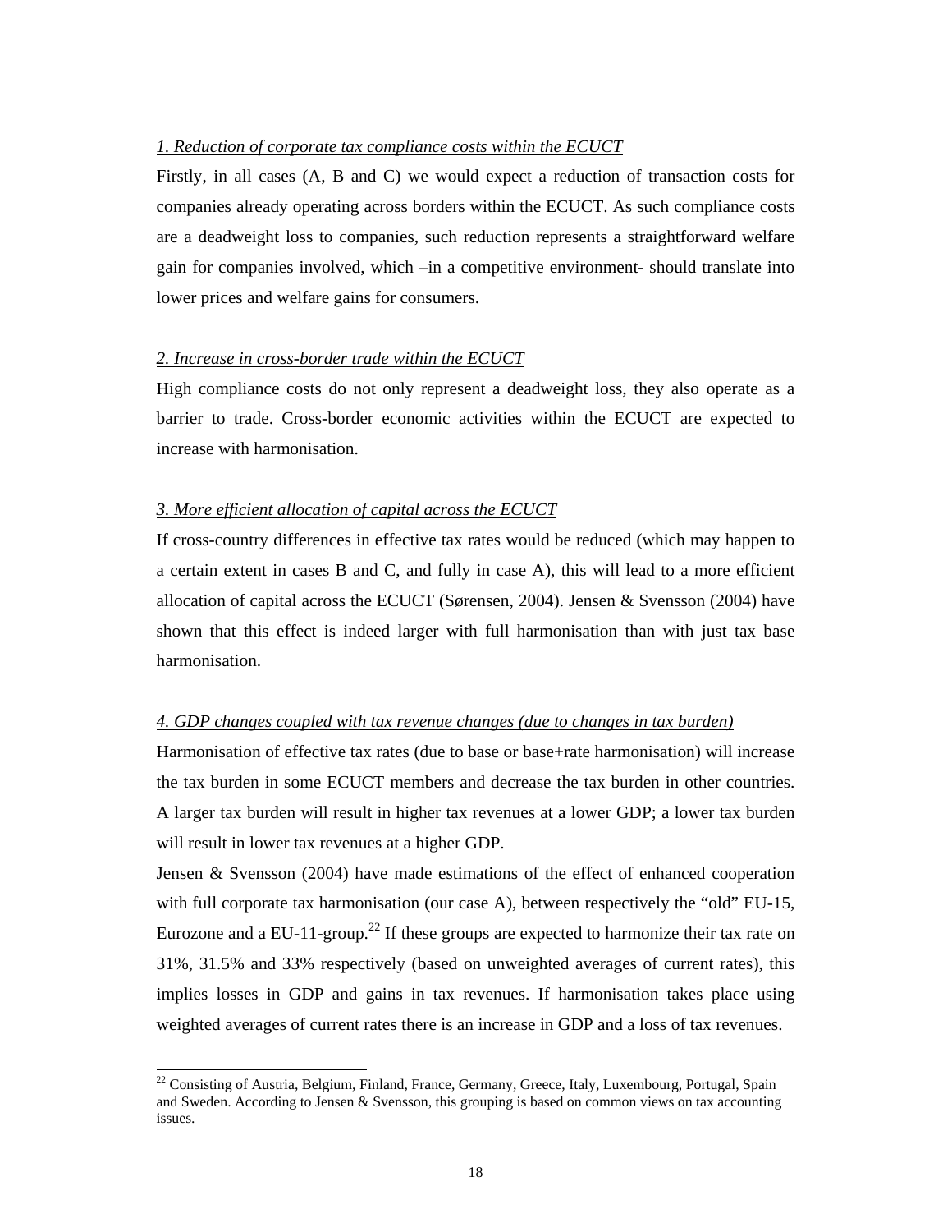*1. Reduction of corporate tax compliance costs within the ECUCT*

Firstly, in all cases (A, B and C) we would expect a reduction of transaction costs for companies already operating across borders within the ECUCT. As such compliance costs are a deadweight loss to companies, such reduction represents a straightforward welfare gain for companies involved, which –in a competitive environment- should translate into lower prices and welfare gains for consumers.

*2. Increase in cross-border trade within the ECUCT*

High compliance costs do not only represent a deadweight loss, they also operate as a barrier to trade. Cross-border economic activities within the ECUCT are expected to increase with harmonisation.

*3. More efficient allocation of capital across the ECUCT*

If cross-country differences in effective tax rates would be reduced (which may happen to a certain extent in cases B and C, and fully in case A), this will lead to a more efficient allocation of capital across the ECUCT (Sørensen, 2004). Jensen & Svensson (2004) have shown that this effect is indeed larger with full harmonisation than with just tax base harmonisation.

*4. GDP changes coupled with tax revenue changes (due to changes in tax burden)*

Harmonisation of effective tax rates (due to base or base+rate harmonisation) will increase the tax burden in some ECUCT members and decrease the tax burden in other countries. A larger tax burden will result in higher tax revenues at a lower GDP; a lower tax burden will result in lower tax revenues at a higher GDP.

Jensen & Svensson (2004) have made estimations of the effect of enhanced cooperation with full corporate tax harmonisation (our case A), between respectively the "old" EU-15, Eurozone and a EU-11-group.[22] If these groups are expected to harmonize their tax rate on 31%, 31.5% and 33% respectively (based on unweighted averages of current rates), this implies losses in GDP and gains in tax revenues. If harmonisation takes place using weighted averages of current rates there is an increase in GDP and a loss of tax revenues.

[22] Consisting of Austria, Belgium, Finland, France, Germany, Greece, Italy, Luxembourg, Portugal, Spain and Sweden. According to Jensen & Svensson, this grouping is based on common views on tax accounting issues.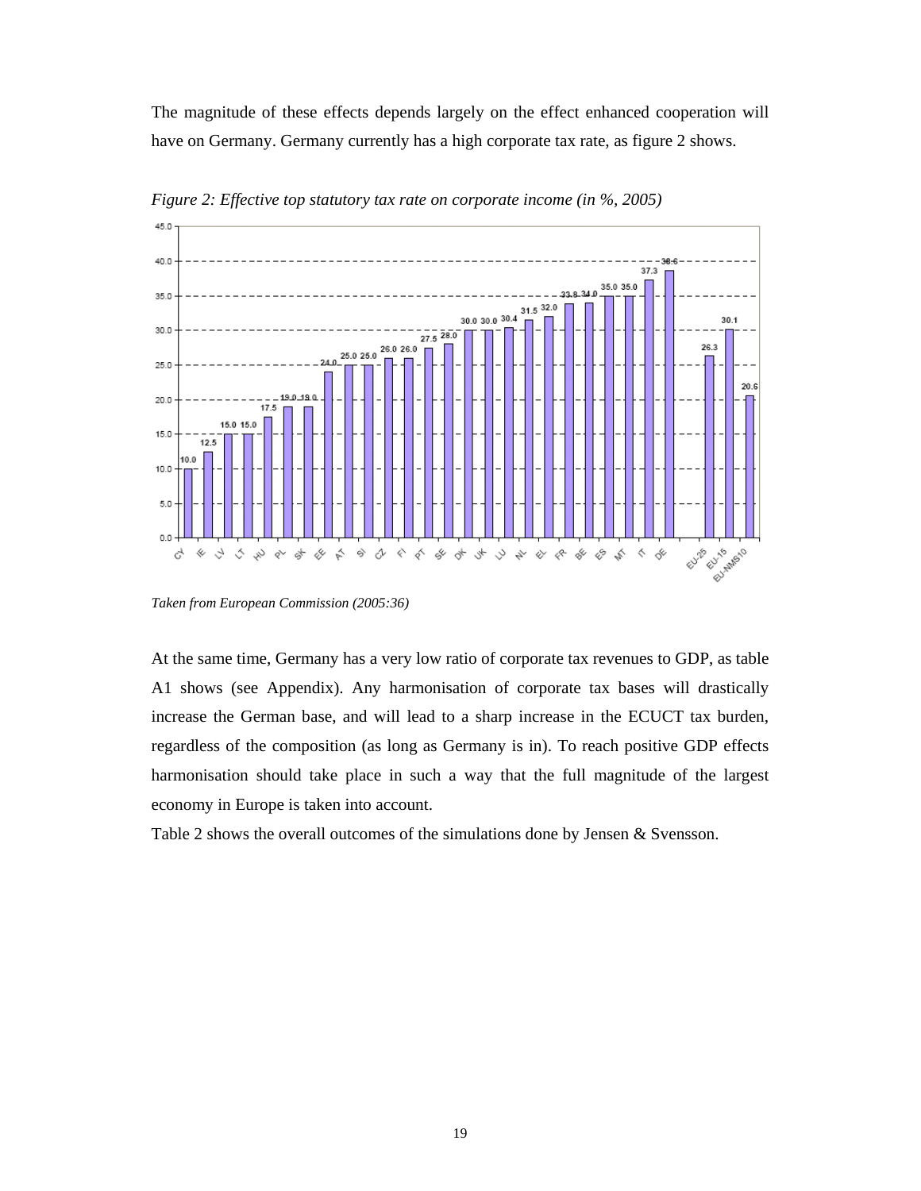The magnitude of these effects depends largely on the effect enhanced cooperation will have on Germany. Germany currently has a high corporate tax rate, as figure 2 shows.

*Figure 2: Effective top statutory tax rate on corporate income (in %, 2005)*

*Taken from European Commission (2005:36)*

At the same time, Germany has a very low ratio of corporate tax revenues to GDP, as table A1 shows (see Appendix). Any harmonisation of corporate tax bases will drastically increase the German base, and will lead to a sharp increase in the ECUCT tax burden, regardless of the composition (as long as Germany is in). To reach positive GDP effects harmonisation should take place in such a way that the full magnitude of the largest economy in Europe is taken into account.

Table 2 shows the overall outcomes of the simulations done by Jensen & Svensson.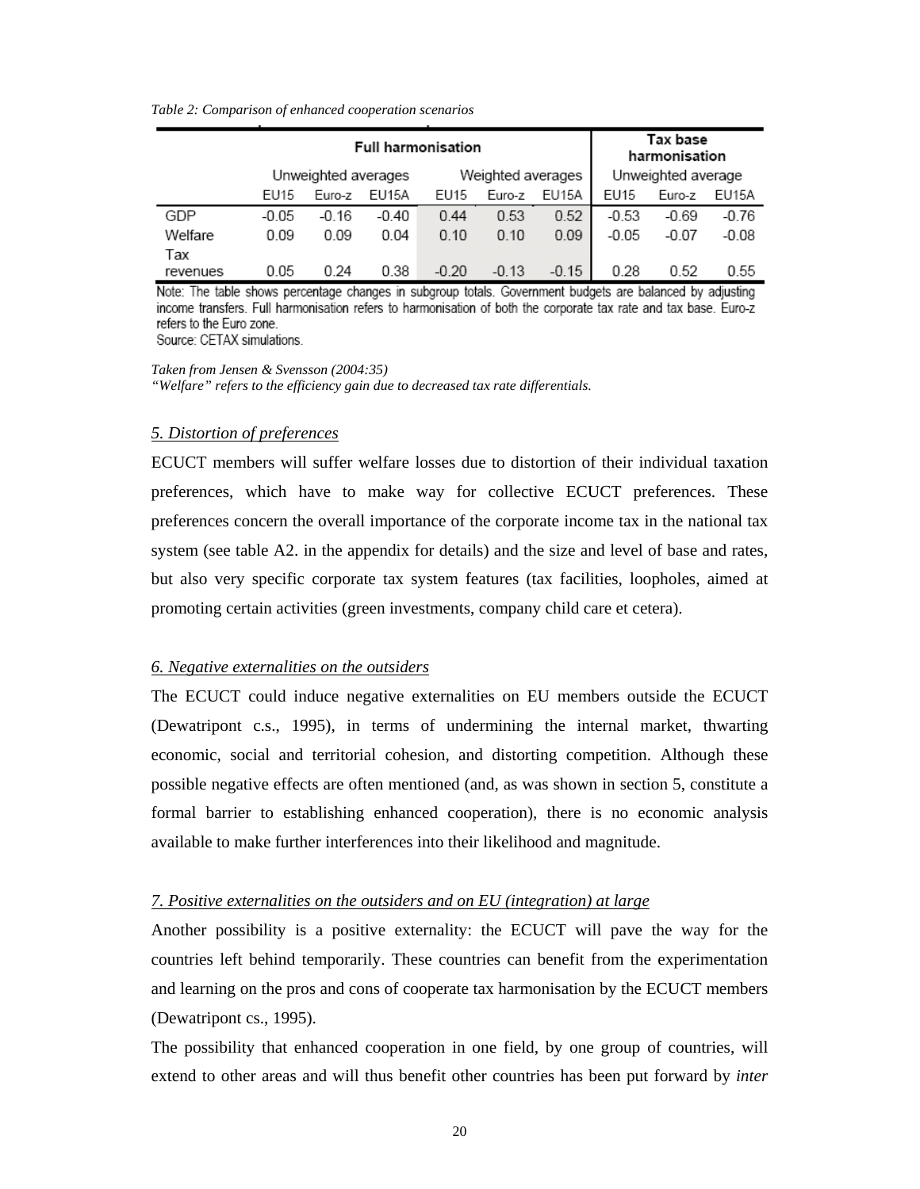*Table 2: Comparison of enhanced cooperation scenarios*

| | Full harmonisation | | | | | | Tax base harmonisation | | |
|---|---|---|---|---|---|---|---|---|---|
| | Unweighted averages | | | Weighted averages | | | Unweighted average | | |
| | EU15 | Euro-z | EU15A | EU15 | Euro-z | EU15A | EU15 | Euro-z | EU15A |
| GDP | -0.05 | -0.16 | -0.40 | 0.44 | 0.53 | 0.52 | -0.53 | -0.69 | -0.76 |
| Welfare | 0.09 | 0.09 | 0.04 | 0.10 | 0.10 | 0.09 | -0.05 | -0.07 | -0.08 |
| Tax revenues | 0.05 | 0.24 | 0.38 | -0.20 | -0.13 | -0.15 | 0.28 | 0.52 | 0.55 |

Note: The table shows percentage changes in subgroup totals. Government budgets are balanced by adjusting income transfers. Full harmonisation refers to harmonisation of both the corporate tax rate and tax base. Euro-z refers to the Euro zone.
Source: CETAX simulations.

*Taken from Jensen & Svensson (2004:35)*
*"Welfare" refers to the efficiency gain due to decreased tax rate differentials.*

*5. Distortion of preferences*

ECUCT members will suffer welfare losses due to distortion of their individual taxation preferences, which have to make way for collective ECUCT preferences. These preferences concern the overall importance of the corporate income tax in the national tax system (see table A2. in the appendix for details) and the size and level of base and rates, but also very specific corporate tax system features (tax facilities, loopholes, aimed at promoting certain activities (green investments, company child care et cetera).

*6. Negative externalities on the outsiders*

The ECUCT could induce negative externalities on EU members outside the ECUCT (Dewatripont c.s., 1995), in terms of undermining the internal market, thwarting economic, social and territorial cohesion, and distorting competition. Although these possible negative effects are often mentioned (and, as was shown in section 5, constitute a formal barrier to establishing enhanced cooperation), there is no economic analysis available to make further interferences into their likelihood and magnitude.

*7. Positive externalities on the outsiders and on EU (integration) at large*

Another possibility is a positive externality: the ECUCT will pave the way for the countries left behind temporarily. These countries can benefit from the experimentation and learning on the pros and cons of cooperate tax harmonisation by the ECUCT members (Dewatripont cs., 1995).

The possibility that enhanced cooperation in one field, by one group of countries, will extend to other areas and will thus benefit other countries has been put forward by *inter*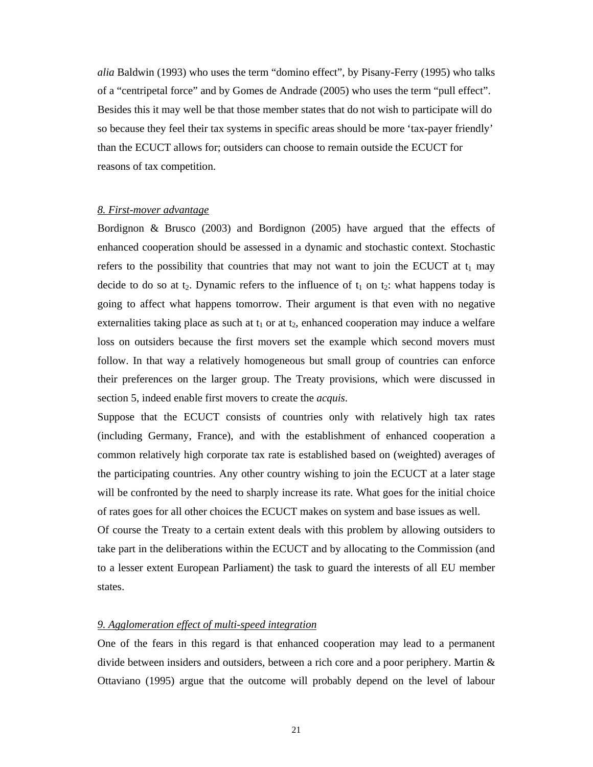*alia* Baldwin (1993) who uses the term “domino effect”, by Pisany-Ferry (1995) who talks of a “centripetal force” and by Gomes de Andrade (2005) who uses the term “pull effect”. Besides this it may well be that those member states that do not wish to participate will do so because they feel their tax systems in specific areas should be more ‘tax-payer friendly’ than the ECUCT allows for; outsiders can choose to remain outside the ECUCT for reasons of tax competition.

### 8. First-mover advantage

Bordignon & Brusco (2003) and Bordignon (2005) have argued that the effects of enhanced cooperation should be assessed in a dynamic and stochastic context. Stochastic refers to the possibility that countries that may not want to join the ECUCT at $t_1$ may decide to do so at $t_2$. Dynamic refers to the influence of $t_1$ on $t_2$: what happens today is going to affect what happens tomorrow. Their argument is that even with no negative externalities taking place as such at $t_1$ or at $t_2$, enhanced cooperation may induce a welfare loss on outsiders because the first movers set the example which second movers must follow. In that way a relatively homogeneous but small group of countries can enforce their preferences on the larger group. The Treaty provisions, which were discussed in section 5, indeed enable first movers to create the *acquis*.

Suppose that the ECUCT consists of countries only with relatively high tax rates (including Germany, France), and with the establishment of enhanced cooperation a common relatively high corporate tax rate is established based on (weighted) averages of the participating countries. Any other country wishing to join the ECUCT at a later stage will be confronted by the need to sharply increase its rate. What goes for the initial choice of rates goes for all other choices the ECUCT makes on system and base issues as well.

Of course the Treaty to a certain extent deals with this problem by allowing outsiders to take part in the deliberations within the ECUCT and by allocating to the Commission (and to a lesser extent European Parliament) the task to guard the interests of all EU member states.

### 9. Agglomeration effect of multi-speed integration

One of the fears in this regard is that enhanced cooperation may lead to a permanent divide between insiders and outsiders, between a rich core and a poor periphery. Martin & Ottaviano (1995) argue that the outcome will probably depend on the level of labour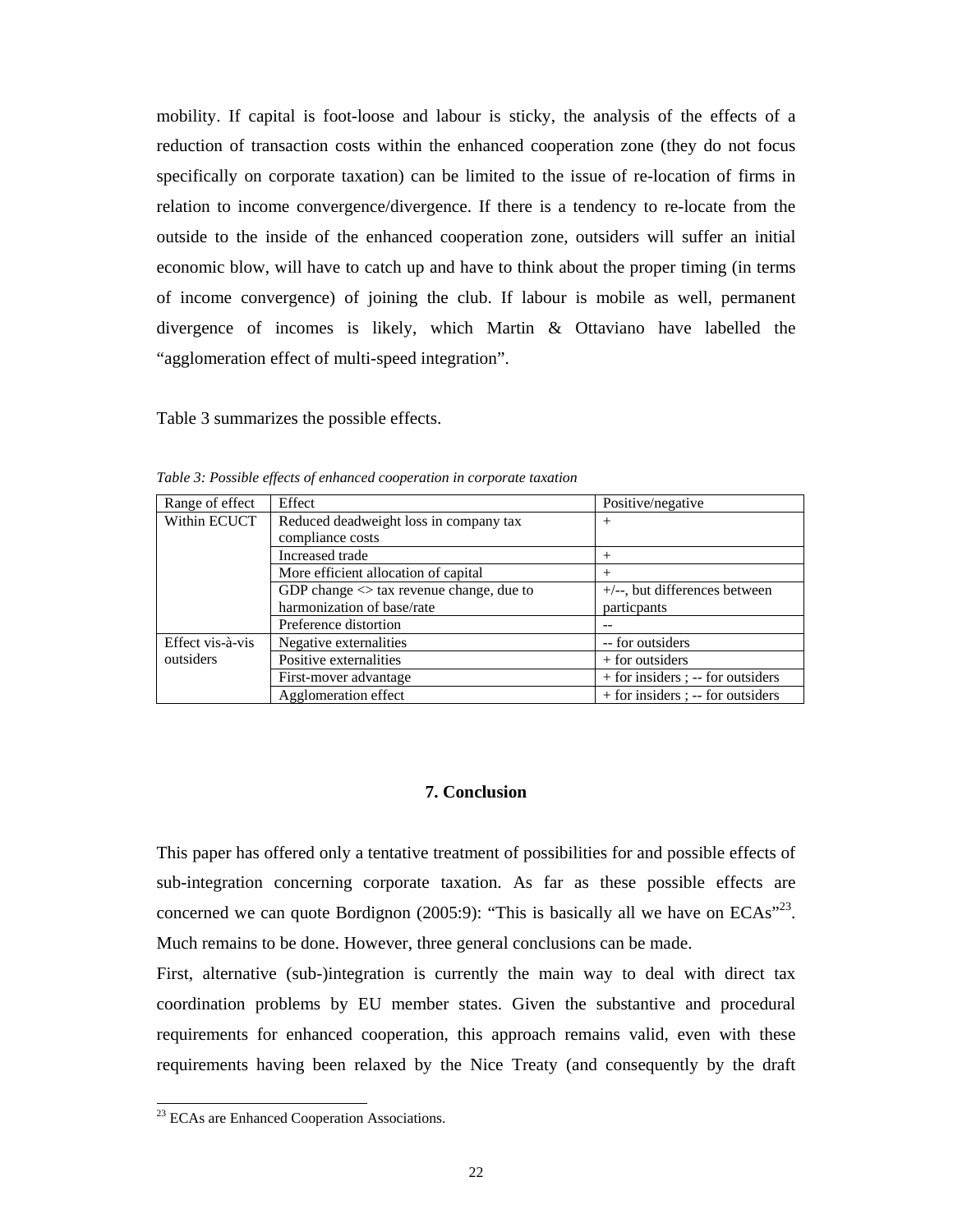mobility. If capital is foot-loose and labour is sticky, the analysis of the effects of a reduction of transaction costs within the enhanced cooperation zone (they do not focus specifically on corporate taxation) can be limited to the issue of re-location of firms in relation to income convergence/divergence. If there is a tendency to re-locate from the outside to the inside of the enhanced cooperation zone, outsiders will suffer an initial economic blow, will have to catch up and have to think about the proper timing (in terms of income convergence) of joining the club. If labour is mobile as well, permanent divergence of incomes is likely, which Martin & Ottaviano have labelled the "agglomeration effect of multi-speed integration".

Table 3 summarizes the possible effects.

*Table 3: Possible effects of enhanced cooperation in corporate taxation*

| Range of effect | Effect | Positive/negative |
|---|---|---|
| Within ECUCT | Reduced deadweight loss in company tax compliance costs | + |
| | Increased trade | + |
| | More efficient allocation of capital | + |
| | GDP change <> tax revenue change, due to harmonization of base/rate | +/--, but differences between particpants |
| | Preference distortion | -- |
| Effect vis-à-vis outsiders | Negative externalities | -- for outsiders |
| | Positive externalities | + for outsiders |
| | First-mover advantage | + for insiders ; -- for outsiders |
| | Agglomeration effect | + for insiders ; -- for outsiders |

## 7. Conclusion

This paper has offered only a tentative treatment of possibilities for and possible effects of sub-integration concerning corporate taxation. As far as these possible effects are concerned we can quote Bordignon (2005:9): "This is basically all we have on ECAs"[23]. Much remains to be done. However, three general conclusions can be made.

First, alternative (sub-)integration is currently the main way to deal with direct tax coordination problems by EU member states. Given the substantive and procedural requirements for enhanced cooperation, this approach remains valid, even with these requirements having been relaxed by the Nice Treaty (and consequently by the draft

[23] ECAs are Enhanced Cooperation Associations.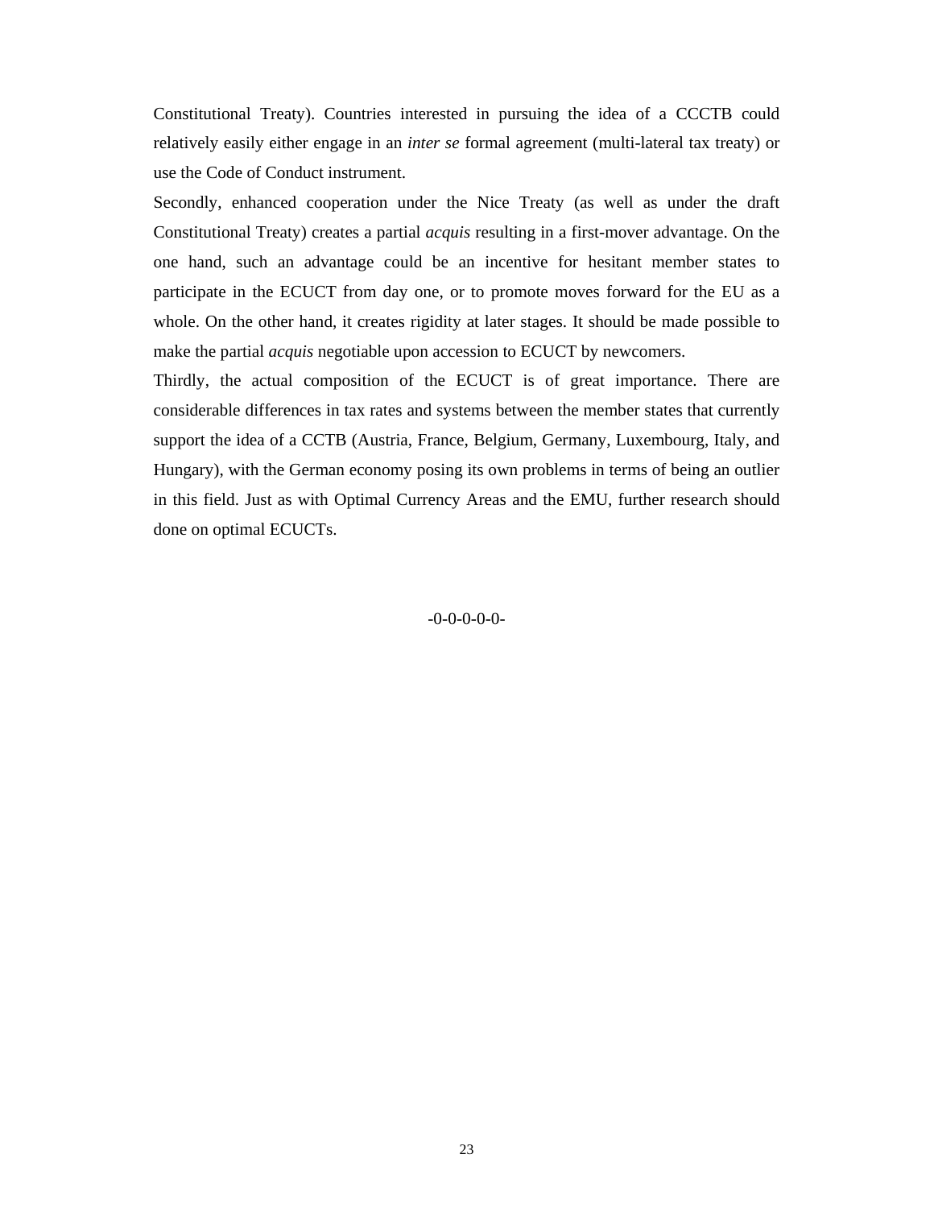Constitutional Treaty). Countries interested in pursuing the idea of a CCCTB could relatively easily either engage in an *inter se* formal agreement (multi-lateral tax treaty) or use the Code of Conduct instrument.

Secondly, enhanced cooperation under the Nice Treaty (as well as under the draft Constitutional Treaty) creates a partial *acquis* resulting in a first-mover advantage. On the one hand, such an advantage could be an incentive for hesitant member states to participate in the ECUCT from day one, or to promote moves forward for the EU as a whole. On the other hand, it creates rigidity at later stages. It should be made possible to make the partial *acquis* negotiable upon accession to ECUCT by newcomers.

Thirdly, the actual composition of the ECUCT is of great importance. There are considerable differences in tax rates and systems between the member states that currently support the idea of a CCTB (Austria, France, Belgium, Germany, Luxembourg, Italy, and Hungary), with the German economy posing its own problems in terms of being an outlier in this field. Just as with Optimal Currency Areas and the EMU, further research should done on optimal ECUCTs.

-0-0-0-0-0-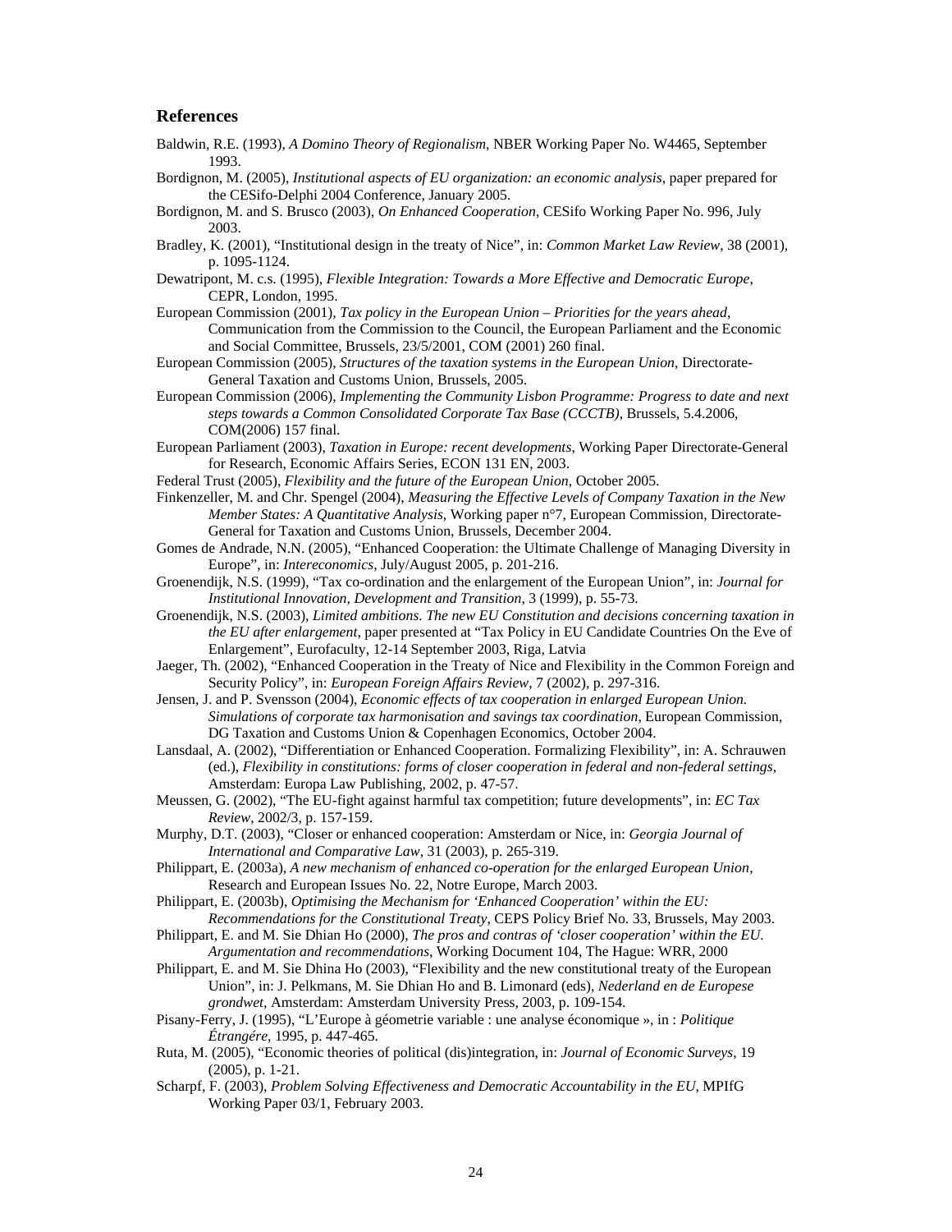## References

Baldwin, R.E. (1993), *A Domino Theory of Regionalism*, NBER Working Paper No. W4465, September 1993.

Bordignon, M. (2005), *Institutional aspects of EU organization: an economic analysis*, paper prepared for the CESifo-Delphi 2004 Conference, January 2005.

Bordignon, M. and S. Brusco (2003), *On Enhanced Cooperation*, CESifo Working Paper No. 996, July 2003.

Bradley, K. (2001), "Institutional design in the treaty of Nice", in: *Common Market Law Review*, 38 (2001), p. 1095-1124.

Dewatripont, M. c.s. (1995), *Flexible Integration: Towards a More Effective and Democratic Europe*, CEPR, London, 1995.

European Commission (2001), *Tax policy in the European Union – Priorities for the years ahead*, Communication from the Commission to the Council, the European Parliament and the Economic and Social Committee, Brussels, 23/5/2001, COM (2001) 260 final.

European Commission (2005), *Structures of the taxation systems in the European Union*, Directorate-General Taxation and Customs Union, Brussels, 2005.

European Commission (2006), *Implementing the Community Lisbon Programme: Progress to date and next steps towards a Common Consolidated Corporate Tax Base (CCCTB)*, Brussels, 5.4.2006, COM(2006) 157 final.

European Parliament (2003), *Taxation in Europe: recent developments*, Working Paper Directorate-General for Research, Economic Affairs Series, ECON 131 EN, 2003.

Federal Trust (2005), *Flexibility and the future of the European Union*, October 2005.

Finkenzeller, M. and Chr. Spengel (2004), *Measuring the Effective Levels of Company Taxation in the New Member States: A Quantitative Analysis*, Working paper n°7, European Commission, Directorate-General for Taxation and Customs Union, Brussels, December 2004.

Gomes de Andrade, N.N. (2005), "Enhanced Cooperation: the Ultimate Challenge of Managing Diversity in Europe", in: *Intereconomics*, July/August 2005, p. 201-216.

Groenendijk, N.S. (1999), "Tax co-ordination and the enlargement of the European Union", in: *Journal for Institutional Innovation, Development and Transition*, 3 (1999), p. 55-73.

Groenendijk, N.S. (2003), *Limited ambitions. The new EU Constitution and decisions concerning taxation in the EU after enlargement*, paper presented at "Tax Policy in EU Candidate Countries On the Eve of Enlargement", Eurofaculty, 12-14 September 2003, Riga, Latvia

Jaeger, Th. (2002), "Enhanced Cooperation in the Treaty of Nice and Flexibility in the Common Foreign and Security Policy", in: *European Foreign Affairs Review*, 7 (2002), p. 297-316.

Jensen, J. and P. Svensson (2004), *Economic effects of tax cooperation in enlarged European Union. Simulations of corporate tax harmonisation and savings tax coordination*, European Commission, DG Taxation and Customs Union & Copenhagen Economics, October 2004.

Lansdaal, A. (2002), "Differentiation or Enhanced Cooperation. Formalizing Flexibility", in: A. Schrauwen (ed.), *Flexibility in constitutions: forms of closer cooperation in federal and non-federal settings*, Amsterdam: Europa Law Publishing, 2002, p. 47-57.

Meussen, G. (2002), "The EU-fight against harmful tax competition; future developments", in: *EC Tax Review*, 2002/3, p. 157-159.

Murphy, D.T. (2003), "Closer or enhanced cooperation: Amsterdam or Nice, in: *Georgia Journal of International and Comparative Law*, 31 (2003), p. 265-319.

Philippart, E. (2003a), *A new mechanism of enhanced co-operation for the enlarged European Union*, Research and European Issues No. 22, Notre Europe, March 2003.

Philippart, E. (2003b), *Optimising the Mechanism for 'Enhanced Cooperation' within the EU: Recommendations for the Constitutional Treaty*, CEPS Policy Brief No. 33, Brussels, May 2003.

Philippart, E. and M. Sie Dhian Ho (2000), *The pros and contras of 'closer cooperation' within the EU. Argumentation and recommendations*, Working Document 104, The Hague: WRR, 2000

Philippart, E. and M. Sie Dhina Ho (2003), "Flexibility and the new constitutional treaty of the European Union", in: J. Pelkmans, M. Sie Dhian Ho and B. Limonard (eds), *Nederland en de Europese grondwet*, Amsterdam: Amsterdam University Press, 2003, p. 109-154.

Pisany-Ferry, J. (1995), "L'Europe à géometrie variable : une analyse économique », in : *Politique Étrangére*, 1995, p. 447-465.

Ruta, M. (2005), "Economic theories of political (dis)integration, in: *Journal of Economic Surveys*, 19 (2005), p. 1-21.

Scharpf, F. (2003), *Problem Solving Effectiveness and Democratic Accountability in the EU*, MPIfG Working Paper 03/1, February 2003.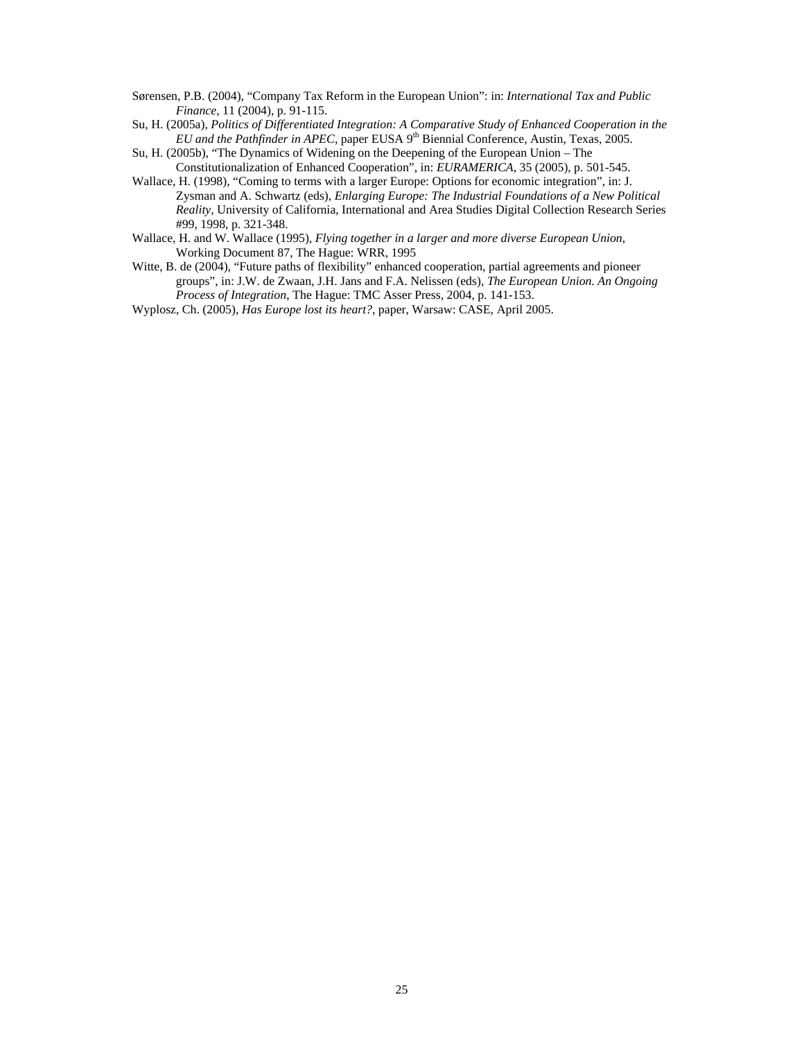Sørensen, P.B. (2004), “Company Tax Reform in the European Union”: in: *International Tax and Public Finance*, 11 (2004), p. 91-115.

Su, H. (2005a), *Politics of Differentiated Integration: A Comparative Study of Enhanced Cooperation in the EU and the Pathfinder in APEC*, paper EUSA 9th Biennial Conference, Austin, Texas, 2005.

Su, H. (2005b), “The Dynamics of Widening on the Deepening of the European Union – The Constitutionalization of Enhanced Cooperation”, in: *EURAMERICA*, 35 (2005), p. 501-545.

Wallace, H. (1998), “Coming to terms with a larger Europe: Options for economic integration”, in: J. Zysman and A. Schwartz (eds), *Enlarging Europe: The Industrial Foundations of a New Political Reality*, University of California, International and Area Studies Digital Collection Research Series #99, 1998, p. 321-348.

Wallace, H. and W. Wallace (1995), *Flying together in a larger and more diverse European Union*, Working Document 87, The Hague: WRR, 1995

Witte, B. de (2004), “Future paths of flexibility” enhanced cooperation, partial agreements and pioneer groups”, in: J.W. de Zwaan, J.H. Jans and F.A. Nelissen (eds), *The European Union. An Ongoing Process of Integration*, The Hague: TMC Asser Press, 2004, p. 141-153.

Wyplosz, Ch. (2005), *Has Europe lost its heart?*, paper, Warsaw: CASE, April 2005.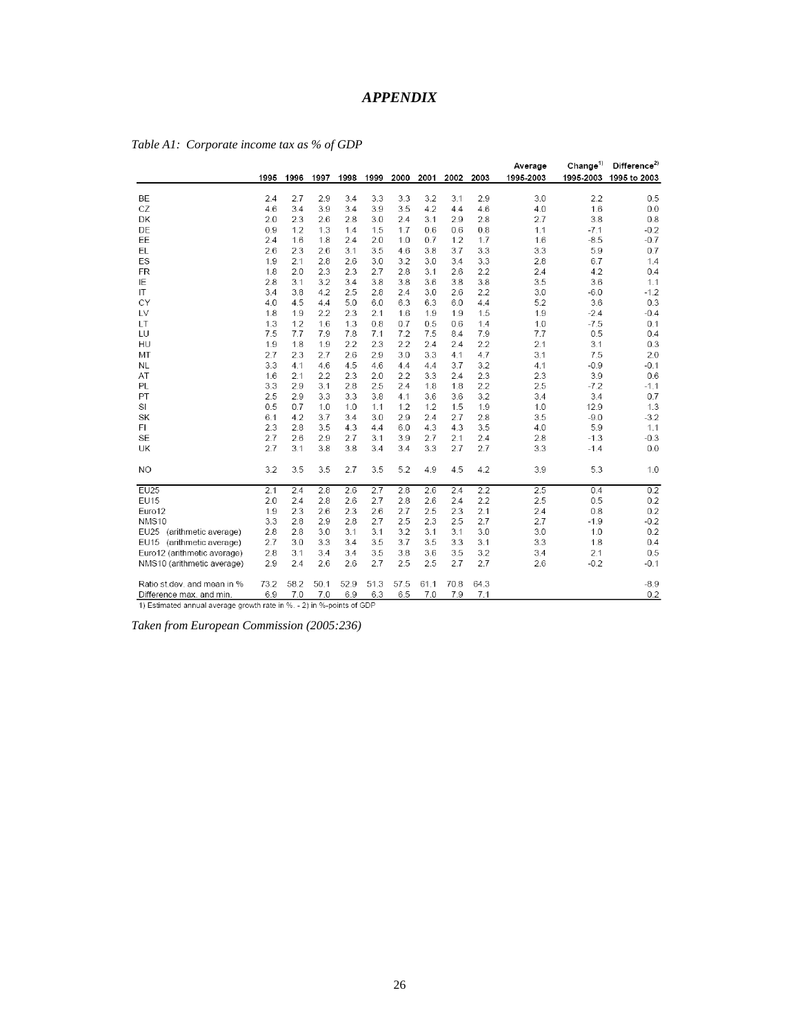## *APPENDIX*

*Table A1: Corporate income tax as % of GDP*

| | 1995 | 1996 | 1997 | 1998 | 1999 | 2000 | 2001 | 2002 | 2003 | Average 1995-2003 | Change[1)] 1995-2003 | Difference[2)] 1995 to 2003 |
|---|---|---|---|---|---|---|---|---|---|---|---|---|
| BE | 2.4 | 2.7 | 2.9 | 3.4 | 3.3 | 3.3 | 3.2 | 3.1 | 2.9 | 3.0 | 2.2 | 0.5 |
| CZ | 4.6 | 3.4 | 3.9 | 3.4 | 3.9 | 3.5 | 4.2 | 4.4 | 4.6 | 4.0 | 1.6 | 0.0 |
| DK | 2.0 | 2.3 | 2.6 | 2.8 | 3.0 | 2.4 | 3.1 | 2.9 | 2.8 | 2.7 | 3.8 | 0.8 |
| DE | 0.9 | 1.2 | 1.3 | 1.4 | 1.5 | 1.7 | 0.6 | 0.6 | 0.8 | 1.1 | -7.1 | -0.2 |
| EE | 2.4 | 1.6 | 1.8 | 2.4 | 2.0 | 1.0 | 0.7 | 1.2 | 1.7 | 1.6 | -8.5 | -0.7 |
| EL | 2.6 | 2.3 | 2.6 | 3.1 | 3.5 | 4.6 | 3.8 | 3.7 | 3.3 | 3.3 | 5.9 | 0.7 |
| ES | 1.9 | 2.1 | 2.8 | 2.6 | 3.0 | 3.2 | 3.0 | 3.4 | 3.3 | 2.8 | 6.7 | 1.4 |
| FR | 1.8 | 2.0 | 2.3 | 2.3 | 2.7 | 2.8 | 3.1 | 2.6 | 2.2 | 2.4 | 4.2 | 0.4 |
| IE | 2.8 | 3.1 | 3.2 | 3.4 | 3.8 | 3.8 | 3.6 | 3.8 | 3.8 | 3.5 | 3.6 | 1.1 |
| IT | 3.4 | 3.8 | 4.2 | 2.5 | 2.8 | 2.4 | 3.0 | 2.6 | 2.2 | 3.0 | -6.0 | -1.2 |
| CY | 4.0 | 4.5 | 4.4 | 5.0 | 6.0 | 6.3 | 6.3 | 6.0 | 4.4 | 5.2 | 3.6 | 0.3 |
| LV | 1.8 | 1.9 | 2.2 | 2.3 | 2.1 | 1.6 | 1.9 | 1.9 | 1.5 | 1.9 | -2.4 | -0.4 |
| LT | 1.3 | 1.2 | 1.6 | 1.3 | 0.8 | 0.7 | 0.5 | 0.6 | 1.4 | 1.0 | -7.5 | 0.1 |
| LU | 7.5 | 7.7 | 7.9 | 7.8 | 7.1 | 7.2 | 7.5 | 8.4 | 7.9 | 7.7 | 0.5 | 0.4 |
| HU | 1.9 | 1.8 | 1.9 | 2.2 | 2.3 | 2.2 | 2.4 | 2.4 | 2.2 | 2.1 | 3.1 | 0.3 |
| MT | 2.7 | 2.3 | 2.7 | 2.6 | 2.9 | 3.0 | 3.3 | 4.1 | 4.7 | 3.1 | 7.5 | 2.0 |
| NL | 3.3 | 4.1 | 4.6 | 4.5 | 4.6 | 4.4 | 4.4 | 3.7 | 3.2 | 4.1 | -0.9 | -0.1 |
| AT | 1.6 | 2.1 | 2.2 | 2.3 | 2.0 | 2.2 | 3.3 | 2.4 | 2.3 | 2.3 | 3.9 | 0.6 |
| PL | 3.3 | 2.9 | 3.1 | 2.8 | 2.5 | 2.4 | 1.8 | 1.8 | 2.2 | 2.5 | -7.2 | -1.1 |
| PT | 2.5 | 2.9 | 3.3 | 3.3 | 3.8 | 4.1 | 3.6 | 3.6 | 3.2 | 3.4 | 3.4 | 0.7 |
| SI | 0.5 | 0.7 | 1.0 | 1.0 | 1.1 | 1.2 | 1.2 | 1.5 | 1.9 | 1.0 | 12.9 | 1.3 |
| SK | 6.1 | 4.2 | 3.7 | 3.4 | 3.0 | 2.9 | 2.4 | 2.7 | 2.8 | 3.5 | -9.0 | -3.2 |
| FI | 2.3 | 2.8 | 3.5 | 4.3 | 4.4 | 6.0 | 4.3 | 4.3 | 3.5 | 4.0 | 5.9 | 1.1 |
| SE | 2.7 | 2.6 | 2.9 | 2.7 | 3.1 | 3.9 | 2.7 | 2.1 | 2.4 | 2.8 | -1.3 | -0.3 |
| UK | 2.7 | 3.1 | 3.8 | 3.8 | 3.4 | 3.4 | 3.3 | 2.7 | 2.7 | 3.3 | -1.4 | 0.0 |
| NO | 3.2 | 3.5 | 3.5 | 2.7 | 3.5 | 5.2 | 4.9 | 4.5 | 4.2 | 3.9 | 5.3 | 1.0 |
| EU25 | 2.1 | 2.4 | 2.8 | 2.6 | 2.7 | 2.8 | 2.6 | 2.4 | 2.2 | 2.5 | 0.4 | 0.2 |
| EU15 | 2.0 | 2.4 | 2.8 | 2.6 | 2.7 | 2.8 | 2.6 | 2.4 | 2.2 | 2.5 | 0.5 | 0.2 |
| Euro12 | 1.9 | 2.3 | 2.6 | 2.3 | 2.6 | 2.7 | 2.5 | 2.3 | 2.1 | 2.4 | 0.8 | 0.2 |
| NMS10 | 3.3 | 2.8 | 2.9 | 2.8 | 2.7 | 2.5 | 2.3 | 2.5 | 2.7 | 2.7 | -1.9 | -0.2 |
| EU25 (arithmetic average) | 2.8 | 2.8 | 3.0 | 3.1 | 3.1 | 3.2 | 3.1 | 3.1 | 3.0 | 3.0 | 1.0 | 0.2 |
| EU15 (arithmetic average) | 2.7 | 3.0 | 3.3 | 3.4 | 3.5 | 3.7 | 3.5 | 3.3 | 3.1 | 3.3 | 1.8 | 0.4 |
| Euro12 (arithmetic average) | 2.8 | 3.1 | 3.4 | 3.4 | 3.5 | 3.8 | 3.6 | 3.5 | 3.2 | 3.4 | 2.1 | 0.5 |
| NMS10 (arithmetic average) | 2.9 | 2.4 | 2.6 | 2.6 | 2.7 | 2.5 | 2.5 | 2.7 | 2.7 | 2.6 | -0.2 | -0.1 |
| Ratio st.dev. and mean in % | 73.2 | 58.2 | 50.1 | 52.9 | 51.3 | 57.5 | 61.1 | 70.8 | 64.3 | | | -8.9 |
| Difference max. and min. | 6.9 | 7.0 | 7.0 | 6.9 | 6.3 | 6.5 | 7.0 | 7.9 | 7.1 | | | 0.2 |

1) Estimated annual average growth rate in %. - 2) in %-points of GDP

*Taken from European Commission (2005:236)*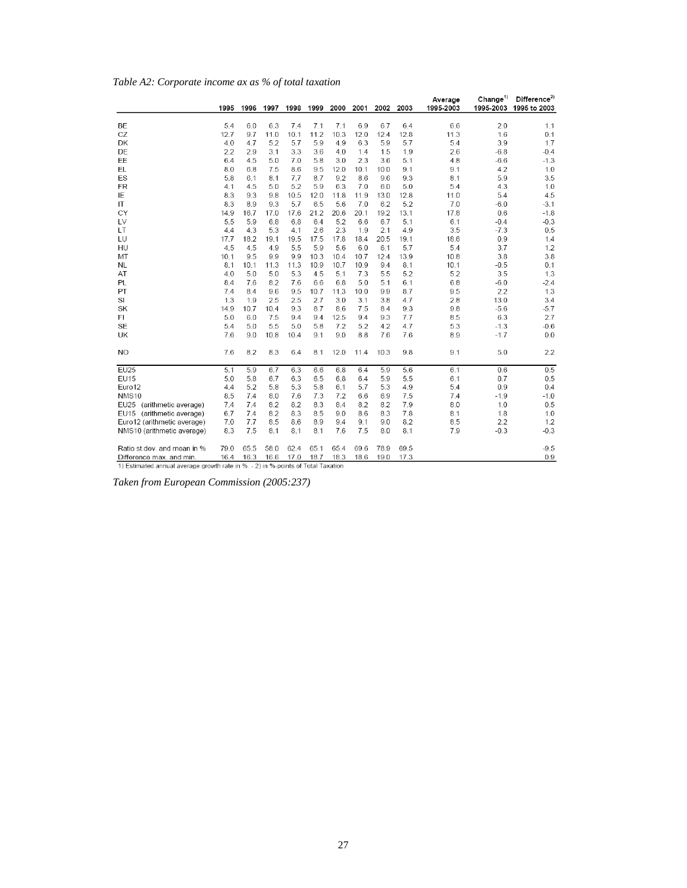*Table A2: Corporate income ax as % of total taxation*

| | 1995 | 1996 | 1997 | 1998 | 1999 | 2000 | 2001 | 2002 | 2003 | Average 1995-2003 | Change[1] 1995-2003 | Difference[2] 1995 to 2003 |
|---|---|---|---|---|---|---|---|---|---|---|---|---|
| BE | 5.4 | 6.0 | 6.3 | 7.4 | 7.1 | 7.1 | 6.9 | 6.7 | 6.4 | 6.6 | 2.0 | 1.1 |
| CZ | 12.7 | 9.7 | 11.0 | 10.1 | 11.2 | 10.3 | 12.0 | 12.4 | 12.8 | 11.3 | 1.6 | 0.1 |
| DK | 4.0 | 4.7 | 5.2 | 5.7 | 5.9 | 4.9 | 6.3 | 5.9 | 5.7 | 5.4 | 3.9 | 1.7 |
| DE | 2.2 | 2.9 | 3.1 | 3.3 | 3.6 | 4.0 | 1.4 | 1.5 | 1.9 | 2.6 | -6.8 | -0.4 |
| EE | 6.4 | 4.5 | 5.0 | 7.0 | 5.8 | 3.0 | 2.3 | 3.6 | 5.1 | 4.8 | -6.6 | -1.3 |
| EL | 8.0 | 6.8 | 7.5 | 8.6 | 9.5 | 12.0 | 10.1 | 10.0 | 9.1 | 9.1 | 4.2 | 1.0 |
| ES | 5.8 | 6.1 | 8.1 | 7.7 | 8.7 | 9.2 | 8.6 | 9.6 | 9.3 | 8.1 | 5.9 | 3.5 |
| FR | 4.1 | 4.5 | 5.0 | 5.2 | 5.9 | 6.3 | 7.0 | 6.0 | 5.0 | 5.4 | 4.3 | 1.0 |
| IE | 8.3 | 9.3 | 9.8 | 10.5 | 12.0 | 11.8 | 11.9 | 13.0 | 12.8 | 11.0 | 5.4 | 4.5 |
| IT | 8.3 | 8.9 | 9.3 | 5.7 | 6.5 | 5.6 | 7.0 | 6.2 | 5.2 | 7.0 | -6.0 | -3.1 |
| CY | 14.9 | 16.7 | 17.0 | 17.6 | 21.2 | 20.6 | 20.1 | 19.2 | 13.1 | 17.8 | 0.6 | -1.8 |
| LV | 5.5 | 5.9 | 6.8 | 6.8 | 6.4 | 5.2 | 6.6 | 6.7 | 5.1 | 6.1 | -0.4 | -0.3 |
| LT | 4.4 | 4.3 | 5.3 | 4.1 | 2.6 | 2.3 | 1.9 | 2.1 | 4.9 | 3.5 | -7.3 | 0.5 |
| LU | 17.7 | 18.2 | 19.1 | 19.5 | 17.5 | 17.8 | 18.4 | 20.5 | 19.1 | 18.6 | 0.9 | 1.4 |
| HU | 4.5 | 4.5 | 4.9 | 5.5 | 5.9 | 5.6 | 6.0 | 6.1 | 5.7 | 5.4 | 3.7 | 1.2 |
| MT | 10.1 | 9.5 | 9.9 | 9.9 | 10.3 | 10.4 | 10.7 | 12.4 | 13.9 | 10.8 | 3.8 | 3.8 |
| NL | 8.1 | 10.1 | 11.3 | 11.3 | 10.9 | 10.7 | 10.9 | 9.4 | 8.1 | 10.1 | -0.5 | 0.1 |
| AT | 4.0 | 5.0 | 5.0 | 5.3 | 4.5 | 5.1 | 7.3 | 5.5 | 5.2 | 5.2 | 3.5 | 1.3 |
| PL | 8.4 | 7.6 | 8.2 | 7.6 | 6.6 | 6.8 | 5.0 | 5.1 | 6.1 | 6.8 | -6.0 | -2.4 |
| PT | 7.4 | 8.4 | 9.6 | 9.5 | 10.7 | 11.3 | 10.0 | 9.9 | 8.7 | 9.5 | 2.2 | 1.3 |
| SI | 1.3 | 1.9 | 2.5 | 2.5 | 2.7 | 3.0 | 3.1 | 3.8 | 4.7 | 2.8 | 13.0 | 3.4 |
| SK | 14.9 | 10.7 | 10.4 | 9.3 | 8.7 | 8.6 | 7.5 | 8.4 | 9.3 | 9.8 | -5.6 | -5.7 |
| FI | 5.0 | 6.0 | 7.5 | 9.4 | 9.4 | 12.5 | 9.4 | 9.3 | 7.7 | 8.5 | 6.3 | 2.7 |
| SE | 5.4 | 5.0 | 5.5 | 5.0 | 5.8 | 7.2 | 5.2 | 4.2 | 4.7 | 5.3 | -1.3 | -0.6 |
| UK | 7.6 | 9.0 | 10.8 | 10.4 | 9.1 | 9.0 | 8.8 | 7.6 | 7.6 | 8.9 | -1.7 | 0.0 |
| NO | 7.6 | 8.2 | 8.3 | 6.4 | 8.1 | 12.0 | 11.4 | 10.3 | 9.8 | 9.1 | 5.0 | 2.2 |
| EU25 | 5.1 | 5.9 | 6.7 | 6.3 | 6.6 | 6.8 | 6.4 | 5.9 | 5.6 | 6.1 | 0.6 | 0.5 |
| EU15 | 5.0 | 5.8 | 6.7 | 6.3 | 6.5 | 6.8 | 6.4 | 5.9 | 5.5 | 6.1 | 0.7 | 0.5 |
| Euro12 | 4.4 | 5.2 | 5.8 | 5.3 | 5.8 | 6.1 | 5.7 | 5.3 | 4.9 | 5.4 | 0.9 | 0.4 |
| NMS10 | 8.5 | 7.4 | 8.0 | 7.6 | 7.3 | 7.2 | 6.6 | 6.9 | 7.5 | 7.4 | -1.9 | -1.0 |
| EU25 (arithmetic average) | 7.4 | 7.4 | 8.2 | 8.2 | 8.3 | 8.4 | 8.2 | 8.2 | 7.9 | 8.0 | 1.0 | 0.5 |
| EU15 (arithmetic average) | 6.7 | 7.4 | 8.2 | 8.3 | 8.5 | 9.0 | 8.6 | 8.3 | 7.8 | 8.1 | 1.8 | 1.0 |
| Euro12 (arithmetic average) | 7.0 | 7.7 | 8.5 | 8.6 | 8.9 | 9.4 | 9.1 | 9.0 | 8.2 | 8.5 | 2.2 | 1.2 |
| NMS10 (arithmetic average) | 8.3 | 7.5 | 8.1 | 8.1 | 8.1 | 7.6 | 7.5 | 8.0 | 8.1 | 7.9 | -0.3 | -0.3 |
| Ratio st.dev. and mean in % | 79.0 | 65.5 | 58.0 | 62.4 | 65.1 | 65.4 | 69.6 | 78.9 | 69.5 | | | -9.5 |
| Difference max. and min. | 16.4 | 16.3 | 16.6 | 17.0 | 18.7 | 18.3 | 18.6 | 19.0 | 17.3 | | | 0.9 |

1) Estimated annual average growth rate in %. - 2) in %-points of Total Taxation

*Taken from European Commission (2005:237)*